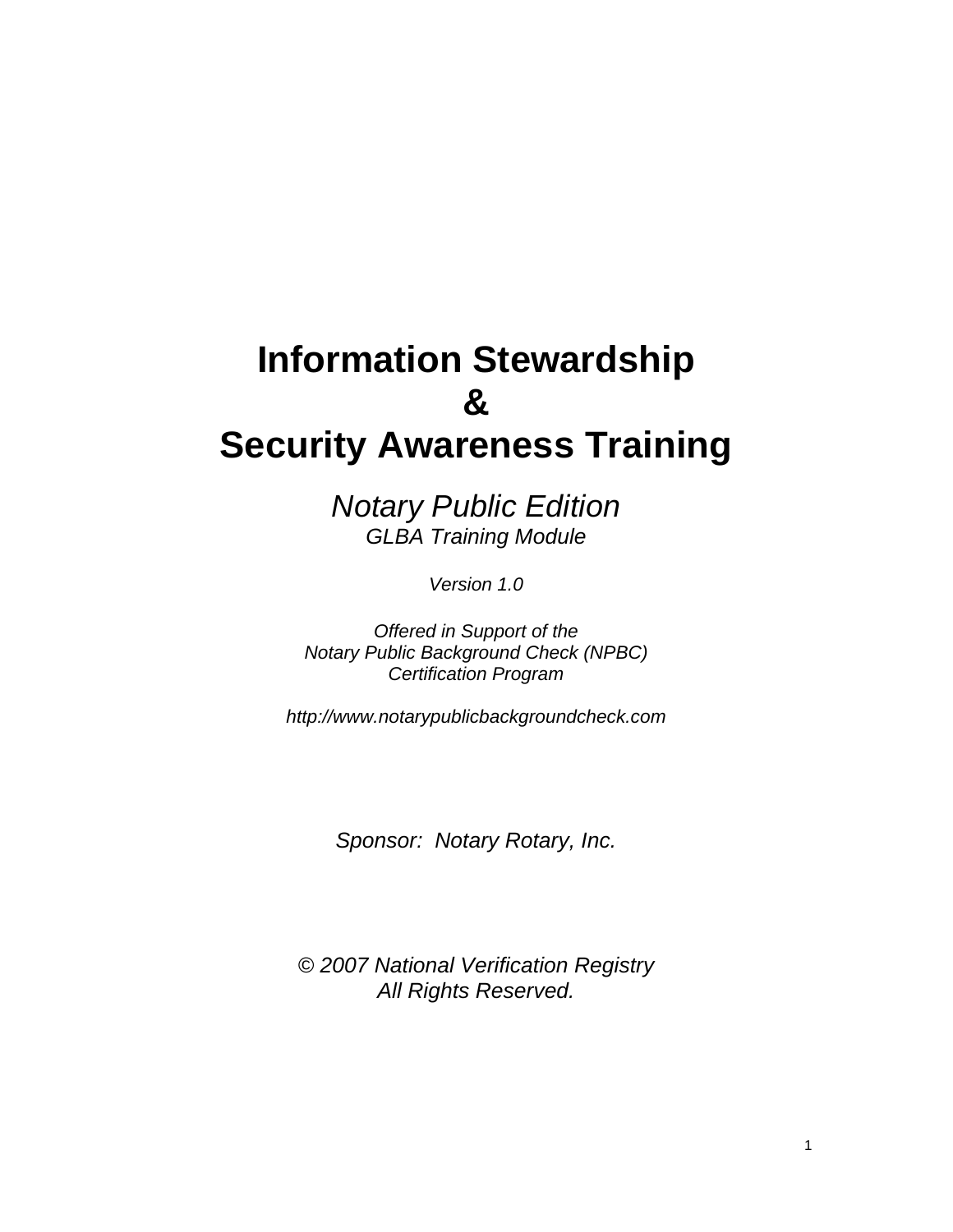# Information Stewardship
# &
# Security Awareness Training

*Notary Public Edition*
*GLBA Training Module*

*Version 1.0*

*Offered in Support of the*
*Notary Public Background Check (NPBC)*
*Certification Program*

*http://www.notarypublicbackgroundcheck.com*

*Sponsor: Notary Rotary, Inc.*

*© 2007 National Verification Registry*
*All Rights Reserved.*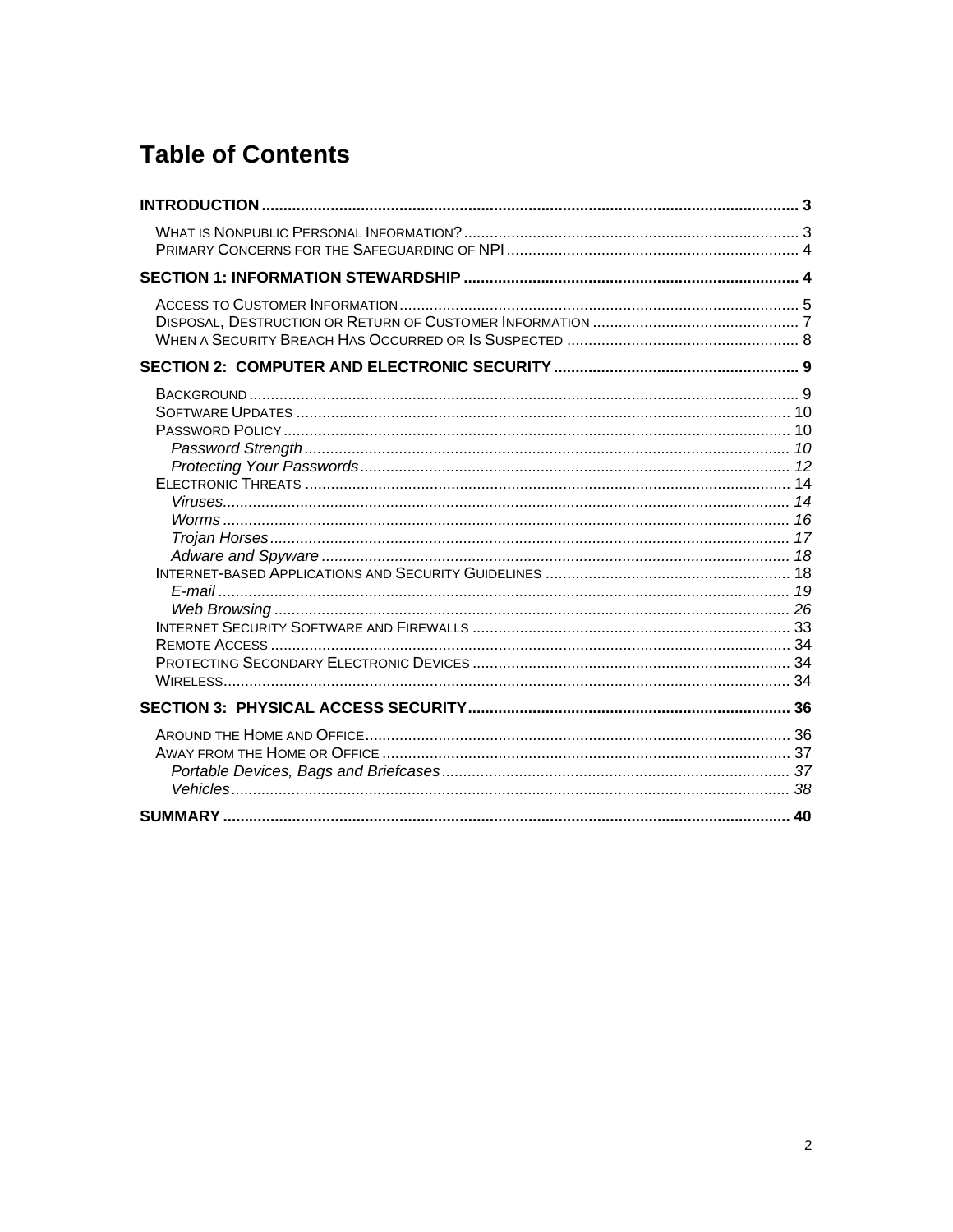# Table of Contents

**INTRODUCTION** ........ 3

- What is Nonpublic Personal Information? ........ 3
- Primary Concerns for the Safeguarding of NPI ........ 4

**SECTION 1: INFORMATION STEWARDSHIP** ........ 4

- Access to Customer Information ........ 5
- Disposal, Destruction or Return of Customer Information ........ 7
- When a Security Breach Has Occurred or Is Suspected ........ 8

**SECTION 2: COMPUTER AND ELECTRONIC SECURITY** ........ 9

- Background ........ 9
- Software Updates ........ 10
- Password Policy ........ 10
  - *Password Strength* ........ 10
  - *Protecting Your Passwords* ........ 12
- Electronic Threats ........ 14
  - *Viruses* ........ 14
  - *Worms* ........ 16
  - *Trojan Horses* ........ 17
  - *Adware and Spyware* ........ 18
- Internet-based Applications and Security Guidelines ........ 18
  - *E-mail* ........ 19
  - *Web Browsing* ........ 26
- Internet Security Software and Firewalls ........ 33
- Remote Access ........ 34
- Protecting Secondary Electronic Devices ........ 34
- Wireless ........ 34

**SECTION 3: PHYSICAL ACCESS SECURITY** ........ 36

- Around the Home and Office ........ 36
- Away from the Home or Office ........ 37
  - *Portable Devices, Bags and Briefcases* ........ 37
  - *Vehicles* ........ 38

**SUMMARY** ........ 40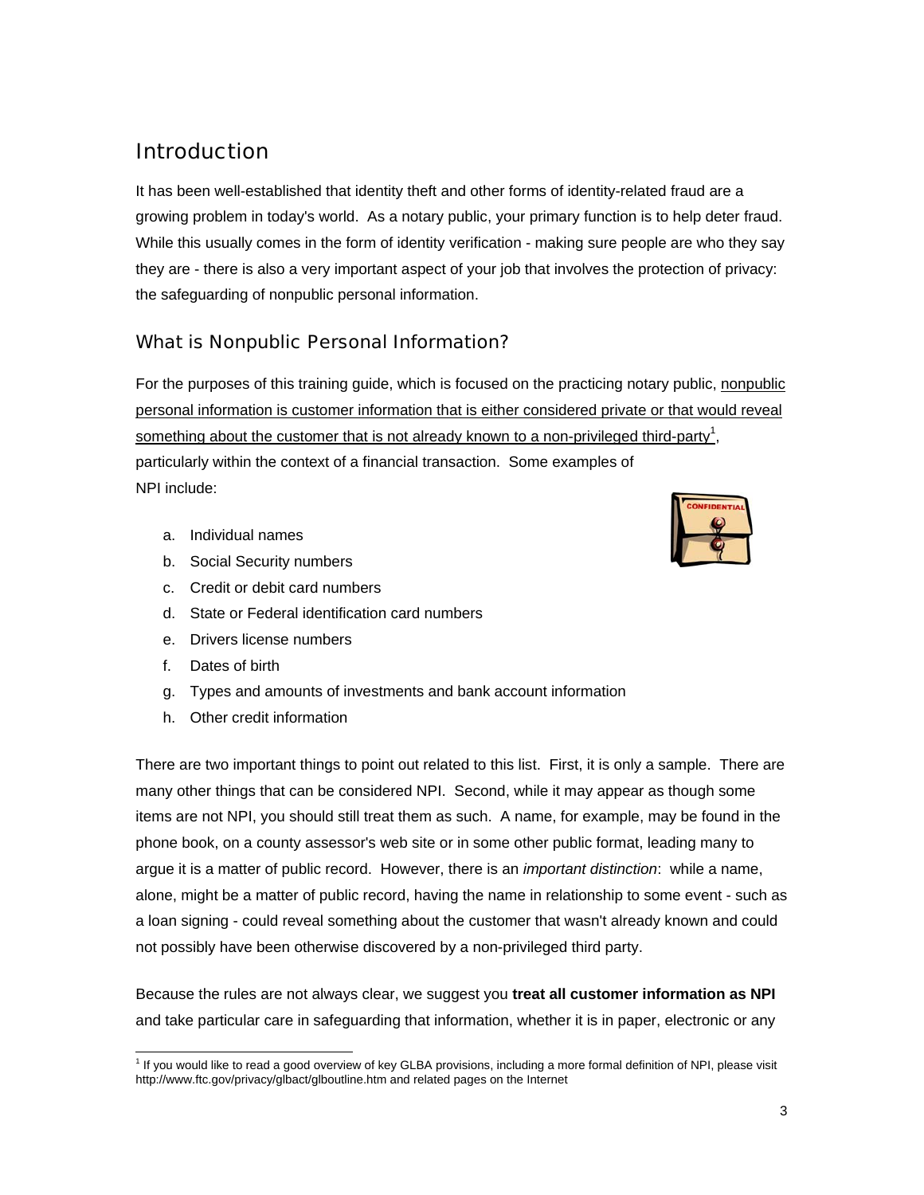## Introduction

It has been well-established that identity theft and other forms of identity-related fraud are a growing problem in today's world. As a notary public, your primary function is to help deter fraud. While this usually comes in the form of identity verification - making sure people are who they say they are - there is also a very important aspect of your job that involves the protection of privacy: the safeguarding of nonpublic personal information.

### What is Nonpublic Personal Information?

For the purposes of this training guide, which is focused on the practicing notary public, <u>nonpublic personal information is customer information that is either considered private or that would reveal something about the customer that is not already known to a non-privileged third-party</u>[1], particularly within the context of a financial transaction. Some examples of NPI include:

a. Individual names
b. Social Security numbers
c. Credit or debit card numbers
d. State or Federal identification card numbers
e. Drivers license numbers
f. Dates of birth
g. Types and amounts of investments and bank account information
h. Other credit information

There are two important things to point out related to this list. First, it is only a sample. There are many other things that can be considered NPI. Second, while it may appear as though some items are not NPI, you should still treat them as such. A name, for example, may be found in the phone book, on a county assessor's web site or in some other public format, leading many to argue it is a matter of public record. However, there is an *important distinction*: while a name, alone, might be a matter of public record, having the name in relationship to some event - such as a loan signing - could reveal something about the customer that wasn't already known and could not possibly have been otherwise discovered by a non-privileged third party.

Because the rules are not always clear, we suggest you **treat all customer information as NPI** and take particular care in safeguarding that information, whether it is in paper, electronic or any

---

[1] If you would like to read a good overview of key GLBA provisions, including a more formal definition of NPI, please visit http://www.ftc.gov/privacy/glbact/glboutline.htm and related pages on the Internet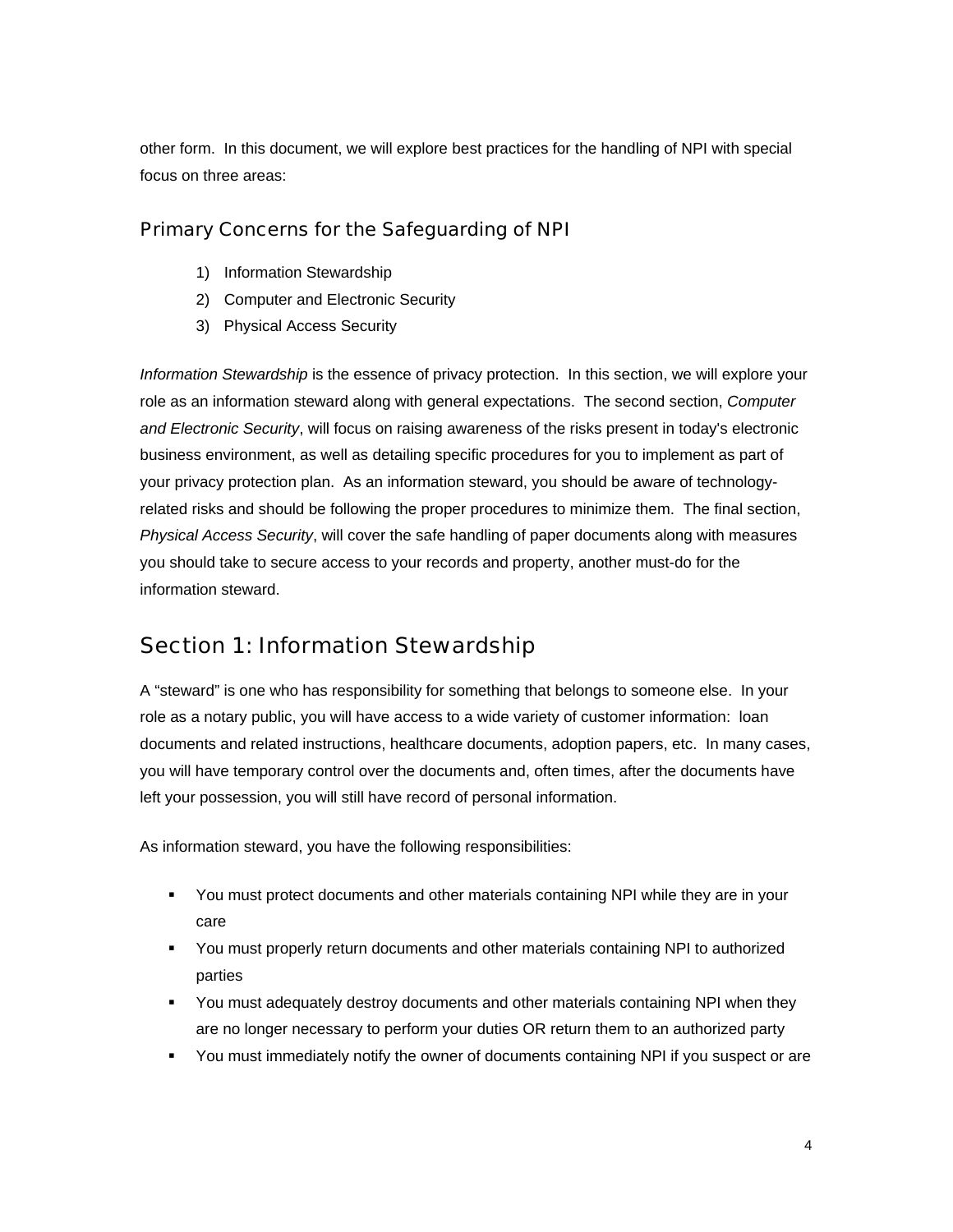other form.  In this document, we will explore best practices for the handling of NPI with special focus on three areas:

### Primary Concerns for the Safeguarding of NPI

1) Information Stewardship
2) Computer and Electronic Security
3) Physical Access Security

*Information Stewardship* is the essence of privacy protection.  In this section, we will explore your role as an information steward along with general expectations.  The second section, *Computer and Electronic Security*, will focus on raising awareness of the risks present in today's electronic business environment, as well as detailing specific procedures for you to implement as part of your privacy protection plan.  As an information steward, you should be aware of technology-related risks and should be following the proper procedures to minimize them.  The final section, *Physical Access Security*, will cover the safe handling of paper documents along with measures you should take to secure access to your records and property, another must-do for the information steward.

## Section 1: Information Stewardship

A "steward" is one who has responsibility for something that belongs to someone else.  In your role as a notary public, you will have access to a wide variety of customer information:  loan documents and related instructions, healthcare documents, adoption papers, etc.  In many cases, you will have temporary control over the documents and, often times, after the documents have left your possession, you will still have record of personal information.

As information steward, you have the following responsibilities:

- You must protect documents and other materials containing NPI while they are in your care
- You must properly return documents and other materials containing NPI to authorized parties
- You must adequately destroy documents and other materials containing NPI when they are no longer necessary to perform your duties OR return them to an authorized party
- You must immediately notify the owner of documents containing NPI if you suspect or are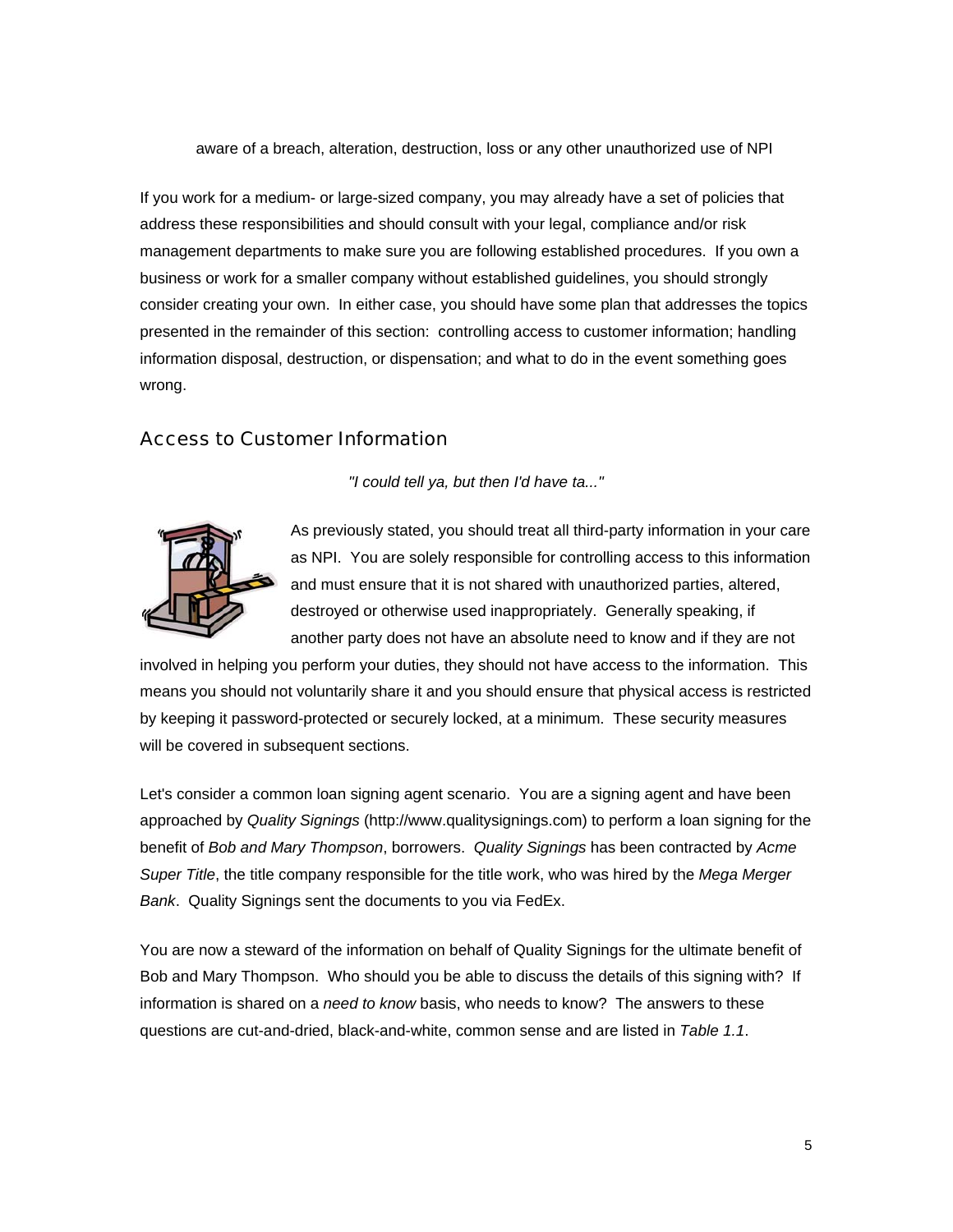aware of a breach, alteration, destruction, loss or any other unauthorized use of NPI

If you work for a medium- or large-sized company, you may already have a set of policies that address these responsibilities and should consult with your legal, compliance and/or risk management departments to make sure you are following established procedures. If you own a business or work for a smaller company without established guidelines, you should strongly consider creating your own. In either case, you should have some plan that addresses the topics presented in the remainder of this section: controlling access to customer information; handling information disposal, destruction, or dispensation; and what to do in the event something goes wrong.

## Access to Customer Information

*"I could tell ya, but then I'd have ta..."*

As previously stated, you should treat all third-party information in your care as NPI. You are solely responsible for controlling access to this information and must ensure that it is not shared with unauthorized parties, altered, destroyed or otherwise used inappropriately. Generally speaking, if another party does not have an absolute need to know and if they are not involved in helping you perform your duties, they should not have access to the information. This means you should not voluntarily share it and you should ensure that physical access is restricted by keeping it password-protected or securely locked, at a minimum. These security measures will be covered in subsequent sections.

Let's consider a common loan signing agent scenario. You are a signing agent and have been approached by *Quality Signings* (http://www.qualitysignings.com) to perform a loan signing for the benefit of *Bob and Mary Thompson*, borrowers. *Quality Signings* has been contracted by *Acme Super Title*, the title company responsible for the title work, who was hired by the *Mega Merger Bank*. Quality Signings sent the documents to you via FedEx.

You are now a steward of the information on behalf of Quality Signings for the ultimate benefit of Bob and Mary Thompson. Who should you be able to discuss the details of this signing with? If information is shared on a *need to know* basis, who needs to know? The answers to these questions are cut-and-dried, black-and-white, common sense and are listed in *Table 1.1*.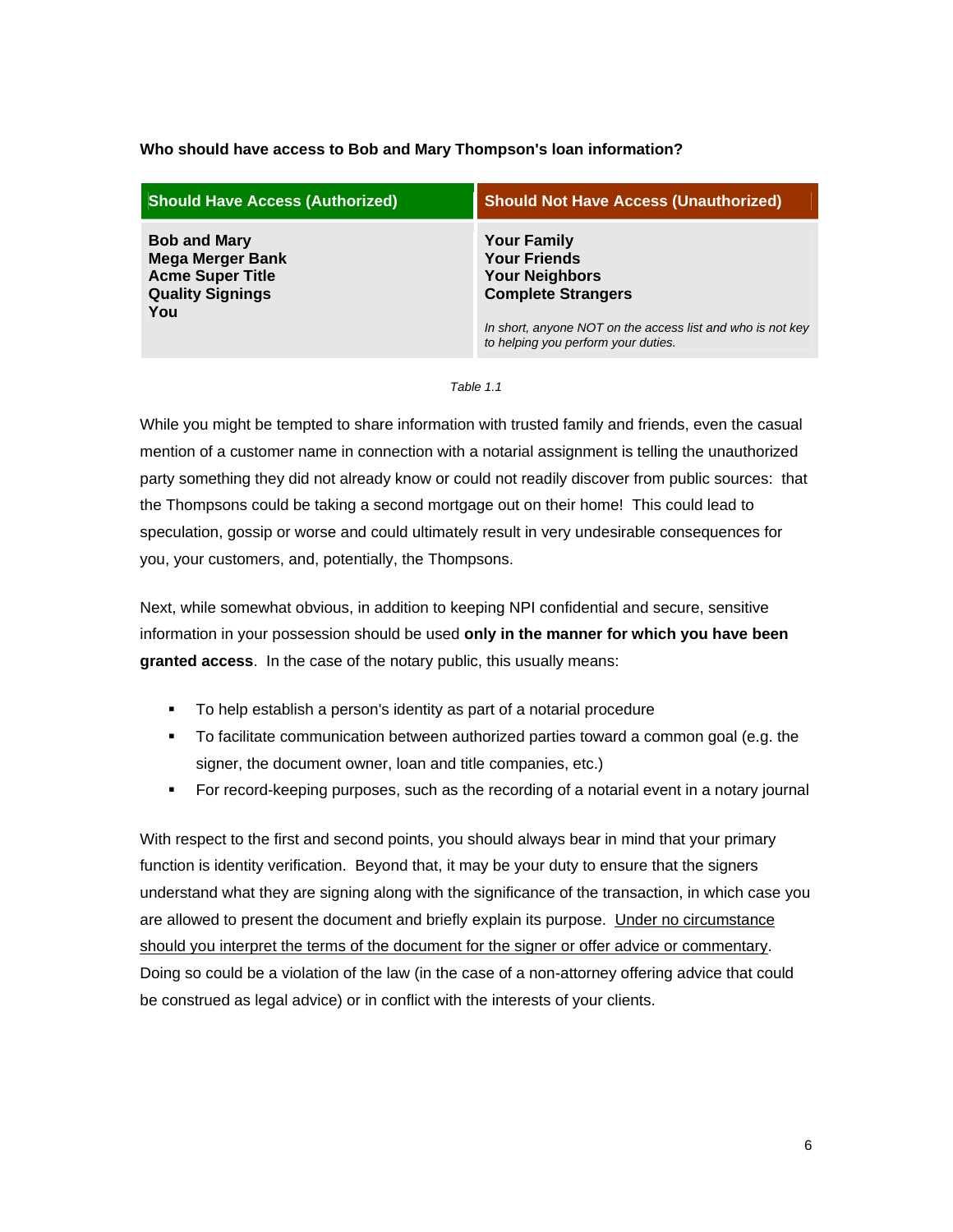**Who should have access to Bob and Mary Thompson's loan information?**

| Should Have Access (Authorized) | Should Not Have Access (Unauthorized) |
| --- | --- |
| **Bob and Mary**<br>**Mega Merger Bank**<br>**Acme Super Title**<br>**Quality Signings**<br>**You** | **Your Family**<br>**Your Friends**<br>**Your Neighbors**<br>**Complete Strangers**<br><br>*In short, anyone NOT on the access list and who is not key to helping you perform your duties.* |

*Table 1.1*

While you might be tempted to share information with trusted family and friends, even the casual mention of a customer name in connection with a notarial assignment is telling the unauthorized party something they did not already know or could not readily discover from public sources: that the Thompsons could be taking a second mortgage out on their home! This could lead to speculation, gossip or worse and could ultimately result in very undesirable consequences for you, your customers, and, potentially, the Thompsons.

Next, while somewhat obvious, in addition to keeping NPI confidential and secure, sensitive information in your possession should be used **only in the manner for which you have been granted access**. In the case of the notary public, this usually means:

- To help establish a person's identity as part of a notarial procedure
- To facilitate communication between authorized parties toward a common goal (e.g. the signer, the document owner, loan and title companies, etc.)
- For record-keeping purposes, such as the recording of a notarial event in a notary journal

With respect to the first and second points, you should always bear in mind that your primary function is identity verification. Beyond that, it may be your duty to ensure that the signers understand what they are signing along with the significance of the transaction, in which case you are allowed to present the document and briefly explain its purpose. <u>Under no circumstance should you interpret the terms of the document for the signer or offer advice or commentary</u>. Doing so could be a violation of the law (in the case of a non-attorney offering advice that could be construed as legal advice) or in conflict with the interests of your clients.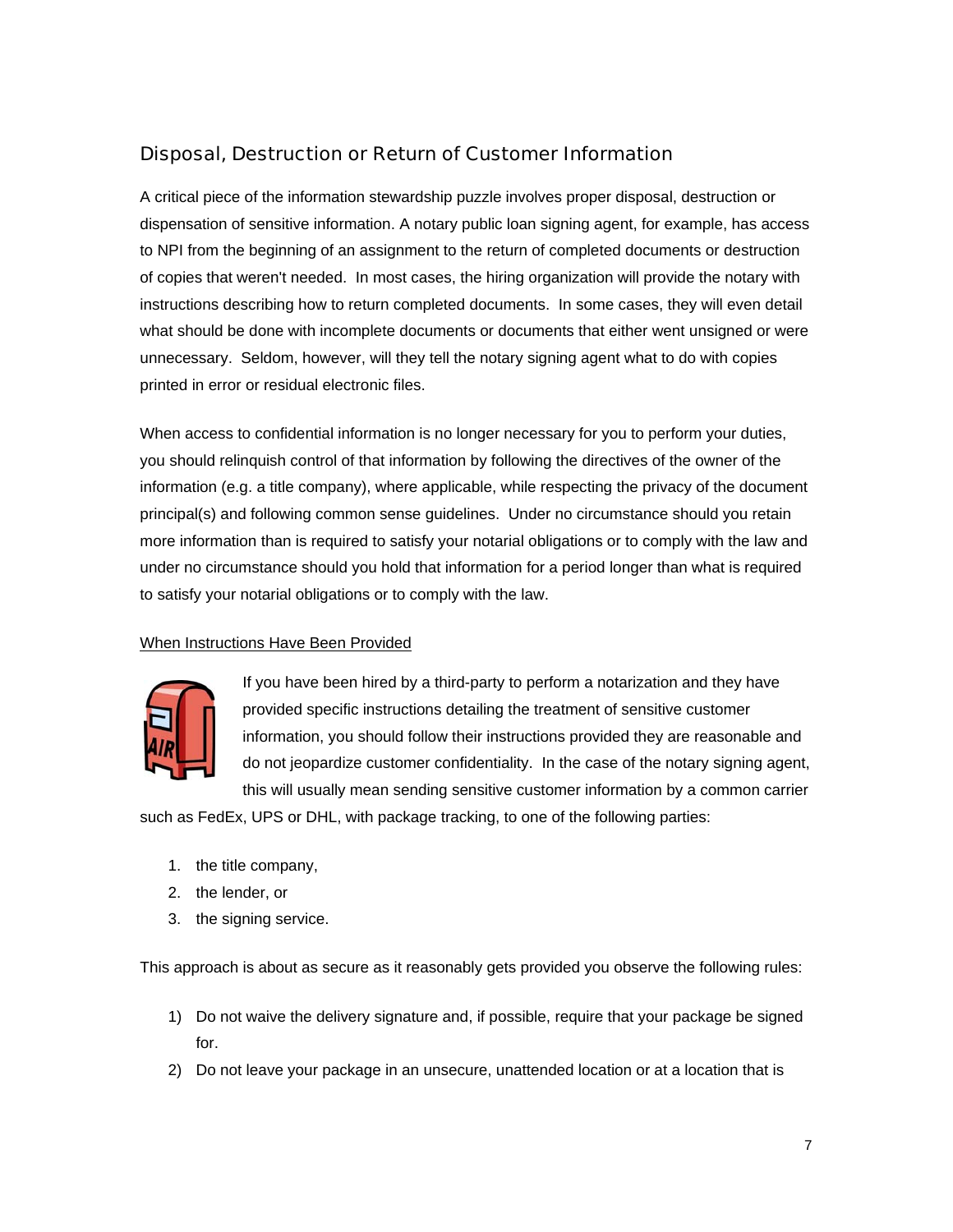## Disposal, Destruction or Return of Customer Information

A critical piece of the information stewardship puzzle involves proper disposal, destruction or dispensation of sensitive information. A notary public loan signing agent, for example, has access to NPI from the beginning of an assignment to the return of completed documents or destruction of copies that weren't needed. In most cases, the hiring organization will provide the notary with instructions describing how to return completed documents. In some cases, they will even detail what should be done with incomplete documents or documents that either went unsigned or were unnecessary. Seldom, however, will they tell the notary signing agent what to do with copies printed in error or residual electronic files.

When access to confidential information is no longer necessary for you to perform your duties, you should relinquish control of that information by following the directives of the owner of the information (e.g. a title company), where applicable, while respecting the privacy of the document principal(s) and following common sense guidelines. Under no circumstance should you retain more information than is required to satisfy your notarial obligations or to comply with the law and under no circumstance should you hold that information for a period longer than what is required to satisfy your notarial obligations or to comply with the law.

<u>When Instructions Have Been Provided</u>

If you have been hired by a third-party to perform a notarization and they have provided specific instructions detailing the treatment of sensitive customer information, you should follow their instructions provided they are reasonable and do not jeopardize customer confidentiality. In the case of the notary signing agent, this will usually mean sending sensitive customer information by a common carrier such as FedEx, UPS or DHL, with package tracking, to one of the following parties:

1. the title company,
2. the lender, or
3. the signing service.

This approach is about as secure as it reasonably gets provided you observe the following rules:

1) Do not waive the delivery signature and, if possible, require that your package be signed for.
2) Do not leave your package in an unsecure, unattended location or at a location that is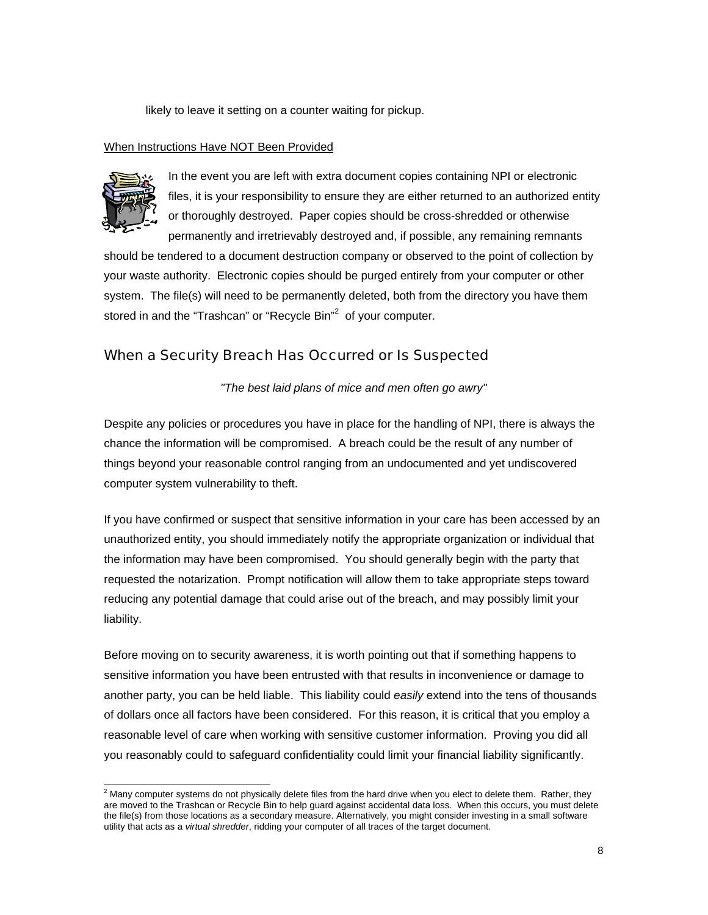likely to leave it setting on a counter waiting for pickup.

When Instructions Have NOT Been Provided

In the event you are left with extra document copies containing NPI or electronic files, it is your responsibility to ensure they are either returned to an authorized entity or thoroughly destroyed. Paper copies should be cross-shredded or otherwise permanently and irretrievably destroyed and, if possible, any remaining remnants should be tendered to a document destruction company or observed to the point of collection by your waste authority. Electronic copies should be purged entirely from your computer or other system. The file(s) will need to be permanently deleted, both from the directory you have them stored in and the "Trashcan" or "Recycle Bin"[2] of your computer.

## When a Security Breach Has Occurred or Is Suspected

*"The best laid plans of mice and men often go awry"*

Despite any policies or procedures you have in place for the handling of NPI, there is always the chance the information will be compromised. A breach could be the result of any number of things beyond your reasonable control ranging from an undocumented and yet undiscovered computer system vulnerability to theft.

If you have confirmed or suspect that sensitive information in your care has been accessed by an unauthorized entity, you should immediately notify the appropriate organization or individual that the information may have been compromised. You should generally begin with the party that requested the notarization. Prompt notification will allow them to take appropriate steps toward reducing any potential damage that could arise out of the breach, and may possibly limit your liability.

Before moving on to security awareness, it is worth pointing out that if something happens to sensitive information you have been entrusted with that results in inconvenience or damage to another party, you can be held liable. This liability could *easily* extend into the tens of thousands of dollars once all factors have been considered. For this reason, it is critical that you employ a reasonable level of care when working with sensitive customer information. Proving you did all you reasonably could to safeguard confidentiality could limit your financial liability significantly.

[2] Many computer systems do not physically delete files from the hard drive when you elect to delete them. Rather, they are moved to the Trashcan or Recycle Bin to help guard against accidental data loss. When this occurs, you must delete the file(s) from those locations as a secondary measure. Alternatively, you might consider investing in a small software utility that acts as a *virtual shredder*, ridding your computer of all traces of the target document.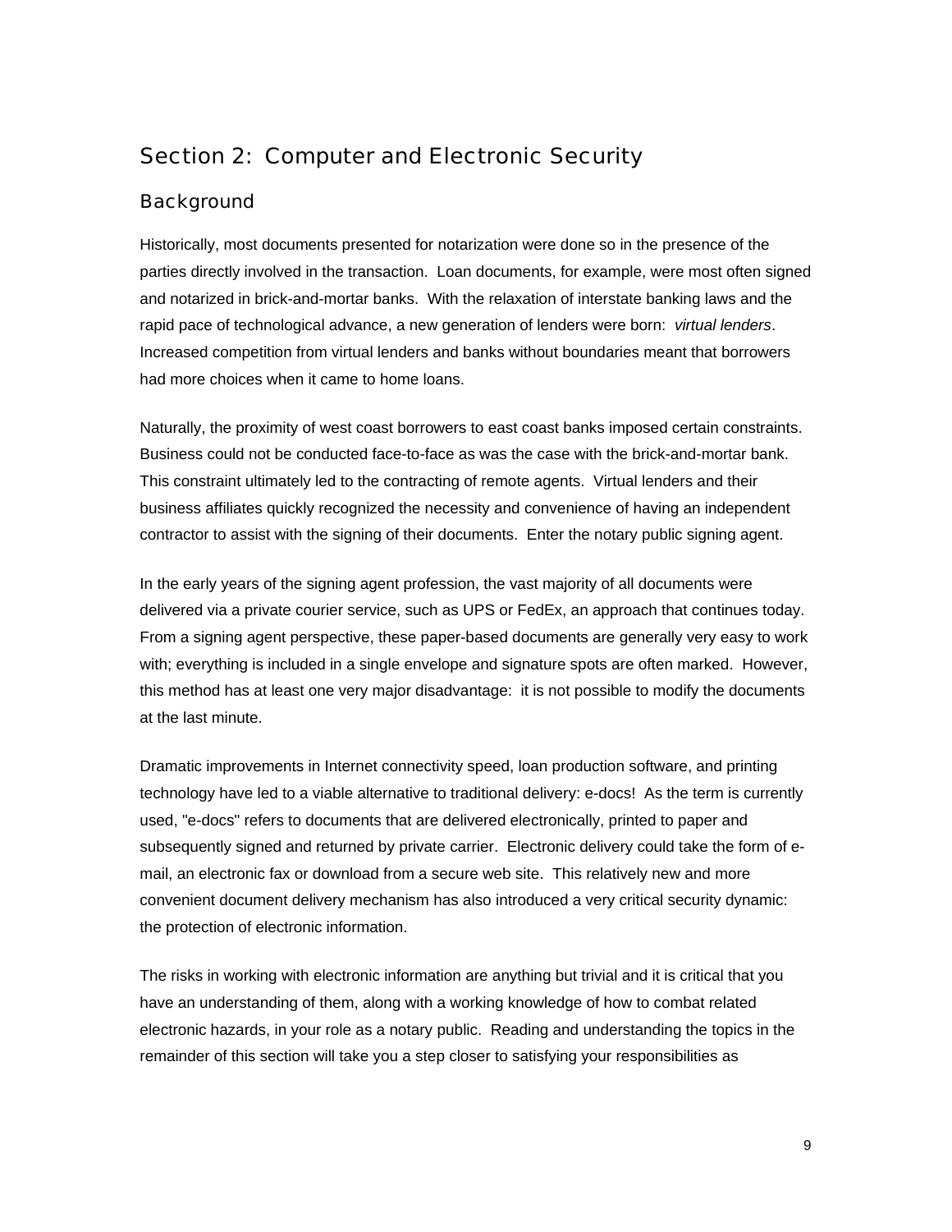## Section 2: Computer and Electronic Security

### Background

Historically, most documents presented for notarization were done so in the presence of the parties directly involved in the transaction. Loan documents, for example, were most often signed and notarized in brick-and-mortar banks. With the relaxation of interstate banking laws and the rapid pace of technological advance, a new generation of lenders were born: *virtual lenders*. Increased competition from virtual lenders and banks without boundaries meant that borrowers had more choices when it came to home loans.

Naturally, the proximity of west coast borrowers to east coast banks imposed certain constraints. Business could not be conducted face-to-face as was the case with the brick-and-mortar bank. This constraint ultimately led to the contracting of remote agents. Virtual lenders and their business affiliates quickly recognized the necessity and convenience of having an independent contractor to assist with the signing of their documents. Enter the notary public signing agent.

In the early years of the signing agent profession, the vast majority of all documents were delivered via a private courier service, such as UPS or FedEx, an approach that continues today. From a signing agent perspective, these paper-based documents are generally very easy to work with; everything is included in a single envelope and signature spots are often marked. However, this method has at least one very major disadvantage: it is not possible to modify the documents at the last minute.

Dramatic improvements in Internet connectivity speed, loan production software, and printing technology have led to a viable alternative to traditional delivery: e-docs! As the term is currently used, "e-docs" refers to documents that are delivered electronically, printed to paper and subsequently signed and returned by private carrier. Electronic delivery could take the form of e-mail, an electronic fax or download from a secure web site. This relatively new and more convenient document delivery mechanism has also introduced a very critical security dynamic: the protection of electronic information.

The risks in working with electronic information are anything but trivial and it is critical that you have an understanding of them, along with a working knowledge of how to combat related electronic hazards, in your role as a notary public. Reading and understanding the topics in the remainder of this section will take you a step closer to satisfying your responsibilities as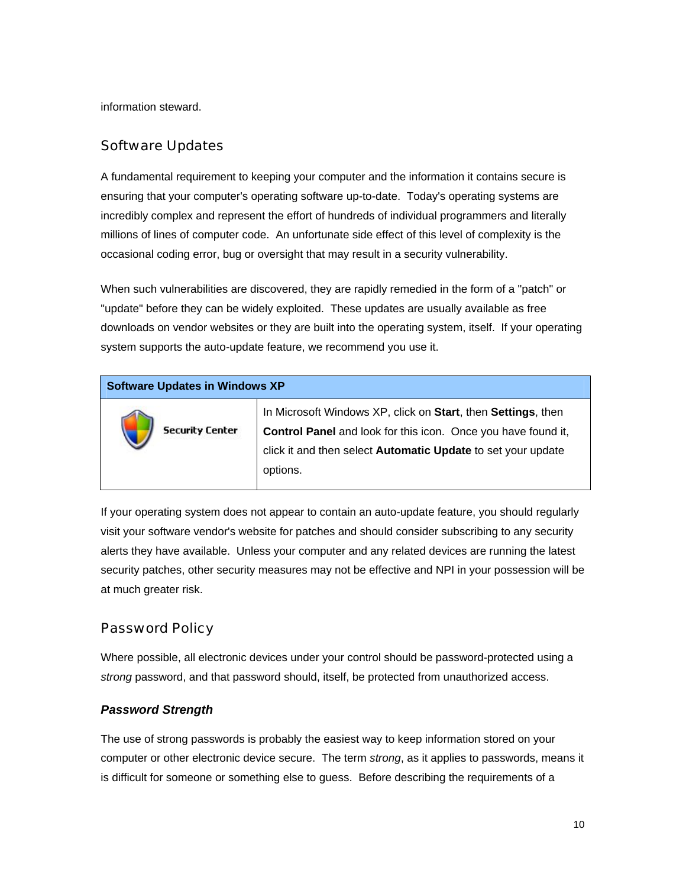information steward.

## Software Updates

A fundamental requirement to keeping your computer and the information it contains secure is ensuring that your computer's operating software up-to-date.  Today's operating systems are incredibly complex and represent the effort of hundreds of individual programmers and literally millions of lines of computer code.  An unfortunate side effect of this level of complexity is the occasional coding error, bug or oversight that may result in a security vulnerability.

When such vulnerabilities are discovered, they are rapidly remedied in the form of a "patch" or "update" before they can be widely exploited.  These updates are usually available as free downloads on vendor websites or they are built into the operating system, itself.  If your operating system supports the auto-update feature, we recommend you use it.

| **Software Updates in Windows XP** | |
|---|---|
| Security Center | In Microsoft Windows XP, click on **Start**, then **Settings**, then **Control Panel** and look for this icon.  Once you have found it, click it and then select **Automatic Update** to set your update options. |

If your operating system does not appear to contain an auto-update feature, you should regularly visit your software vendor's website for patches and should consider subscribing to any security alerts they have available.  Unless your computer and any related devices are running the latest security patches, other security measures may not be effective and NPI in your possession will be at much greater risk.

## Password Policy

Where possible, all electronic devices under your control should be password-protected using a *strong* password, and that password should, itself, be protected from unauthorized access.

### *Password Strength*

The use of strong passwords is probably the easiest way to keep information stored on your computer or other electronic device secure.  The term *strong*, as it applies to passwords, means it is difficult for someone or something else to guess.  Before describing the requirements of a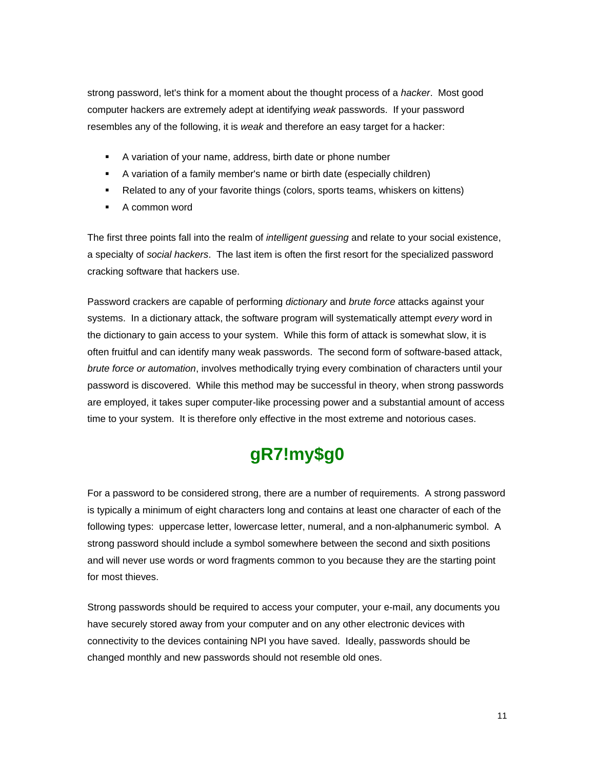strong password, let's think for a moment about the thought process of a *hacker*. Most good computer hackers are extremely adept at identifying *weak* passwords. If your password resembles any of the following, it is *weak* and therefore an easy target for a hacker:

- A variation of your name, address, birth date or phone number
- A variation of a family member's name or birth date (especially children)
- Related to any of your favorite things (colors, sports teams, whiskers on kittens)
- A common word

The first three points fall into the realm of *intelligent guessing* and relate to your social existence, a specialty of *social hackers*. The last item is often the first resort for the specialized password cracking software that hackers use.

Password crackers are capable of performing *dictionary* and *brute force* attacks against your systems. In a dictionary attack, the software program will systematically attempt *every* word in the dictionary to gain access to your system. While this form of attack is somewhat slow, it is often fruitful and can identify many weak passwords. The second form of software-based attack, *brute force or automation*, involves methodically trying every combination of characters until your password is discovered. While this method may be successful in theory, when strong passwords are employed, it takes super computer-like processing power and a substantial amount of access time to your system. It is therefore only effective in the most extreme and notorious cases.

**gR7!my$g0**

For a password to be considered strong, there are a number of requirements. A strong password is typically a minimum of eight characters long and contains at least one character of each of the following types: uppercase letter, lowercase letter, numeral, and a non-alphanumeric symbol. A strong password should include a symbol somewhere between the second and sixth positions and will never use words or word fragments common to you because they are the starting point for most thieves.

Strong passwords should be required to access your computer, your e-mail, any documents you have securely stored away from your computer and on any other electronic devices with connectivity to the devices containing NPI you have saved. Ideally, passwords should be changed monthly and new passwords should not resemble old ones.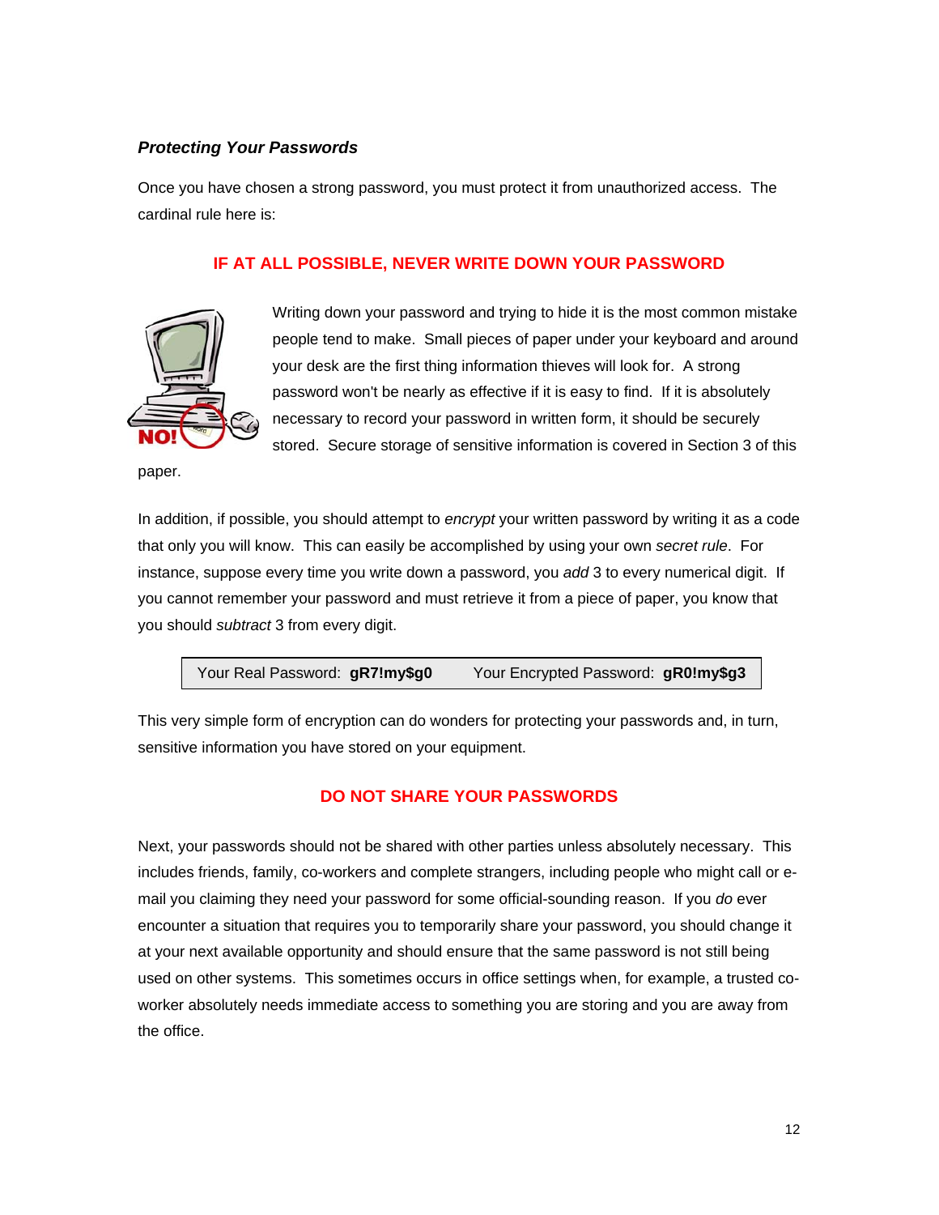### *Protecting Your Passwords*

Once you have chosen a strong password, you must protect it from unauthorized access. The cardinal rule here is:

**IF AT ALL POSSIBLE, NEVER WRITE DOWN YOUR PASSWORD**

Writing down your password and trying to hide it is the most common mistake people tend to make. Small pieces of paper under your keyboard and around your desk are the first thing information thieves will look for. A strong password won't be nearly as effective if it is easy to find. If it is absolutely necessary to record your password in written form, it should be securely stored. Secure storage of sensitive information is covered in Section 3 of this paper.

In addition, if possible, you should attempt to *encrypt* your written password by writing it as a code that only you will know. This can easily be accomplished by using your own *secret rule*. For instance, suppose every time you write down a password, you *add* 3 to every numerical digit. If you cannot remember your password and must retrieve it from a piece of paper, you know that you should *subtract* 3 from every digit.

| Your Real Password: **gR7!my$g0** | Your Encrypted Password: **gR0!my$g3** |
|---|---|

This very simple form of encryption can do wonders for protecting your passwords and, in turn, sensitive information you have stored on your equipment.

**DO NOT SHARE YOUR PASSWORDS**

Next, your passwords should not be shared with other parties unless absolutely necessary. This includes friends, family, co-workers and complete strangers, including people who might call or e-mail you claiming they need your password for some official-sounding reason. If you *do* ever encounter a situation that requires you to temporarily share your password, you should change it at your next available opportunity and should ensure that the same password is not still being used on other systems. This sometimes occurs in office settings when, for example, a trusted co-worker absolutely needs immediate access to something you are storing and you are away from the office.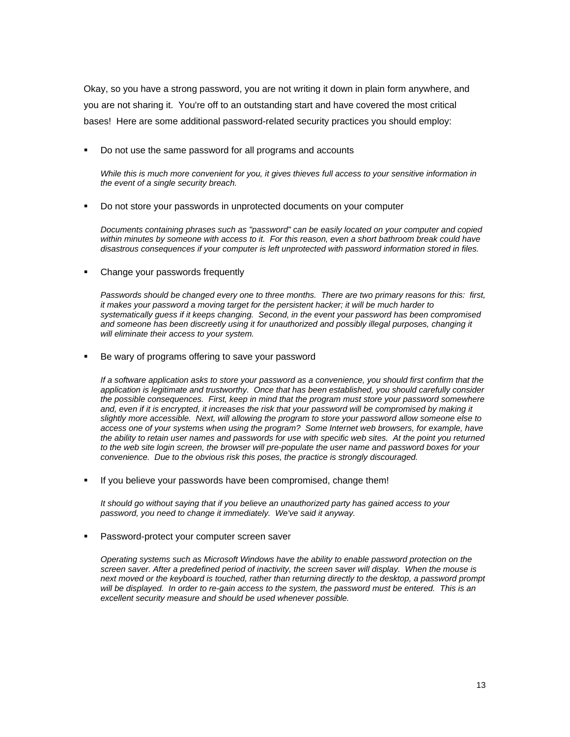Okay, so you have a strong password, you are not writing it down in plain form anywhere, and you are not sharing it. You're off to an outstanding start and have covered the most critical bases! Here are some additional password-related security practices you should employ:

- Do not use the same password for all programs and accounts

  *While this is much more convenient for you, it gives thieves full access to your sensitive information in the event of a single security breach.*

- Do not store your passwords in unprotected documents on your computer

  *Documents containing phrases such as "password" can be easily located on your computer and copied within minutes by someone with access to it. For this reason, even a short bathroom break could have disastrous consequences if your computer is left unprotected with password information stored in files.*

- Change your passwords frequently

  *Passwords should be changed every one to three months. There are two primary reasons for this: first, it makes your password a moving target for the persistent hacker; it will be much harder to systematically guess if it keeps changing. Second, in the event your password has been compromised and someone has been discreetly using it for unauthorized and possibly illegal purposes, changing it will eliminate their access to your system.*

- Be wary of programs offering to save your password

  *If a software application asks to store your password as a convenience, you should first confirm that the application is legitimate and trustworthy. Once that has been established, you should carefully consider the possible consequences. First, keep in mind that the program must store your password somewhere and, even if it is encrypted, it increases the risk that your password will be compromised by making it slightly more accessible. Next, will allowing the program to store your password allow someone else to access one of your systems when using the program? Some Internet web browsers, for example, have the ability to retain user names and passwords for use with specific web sites. At the point you returned to the web site login screen, the browser will pre-populate the user name and password boxes for your convenience. Due to the obvious risk this poses, the practice is strongly discouraged.*

- If you believe your passwords have been compromised, change them!

  *It should go without saying that if you believe an unauthorized party has gained access to your password, you need to change it immediately. We've said it anyway.*

- Password-protect your computer screen saver

  *Operating systems such as Microsoft Windows have the ability to enable password protection on the screen saver. After a predefined period of inactivity, the screen saver will display. When the mouse is next moved or the keyboard is touched, rather than returning directly to the desktop, a password prompt will be displayed. In order to re-gain access to the system, the password must be entered. This is an excellent security measure and should be used whenever possible.*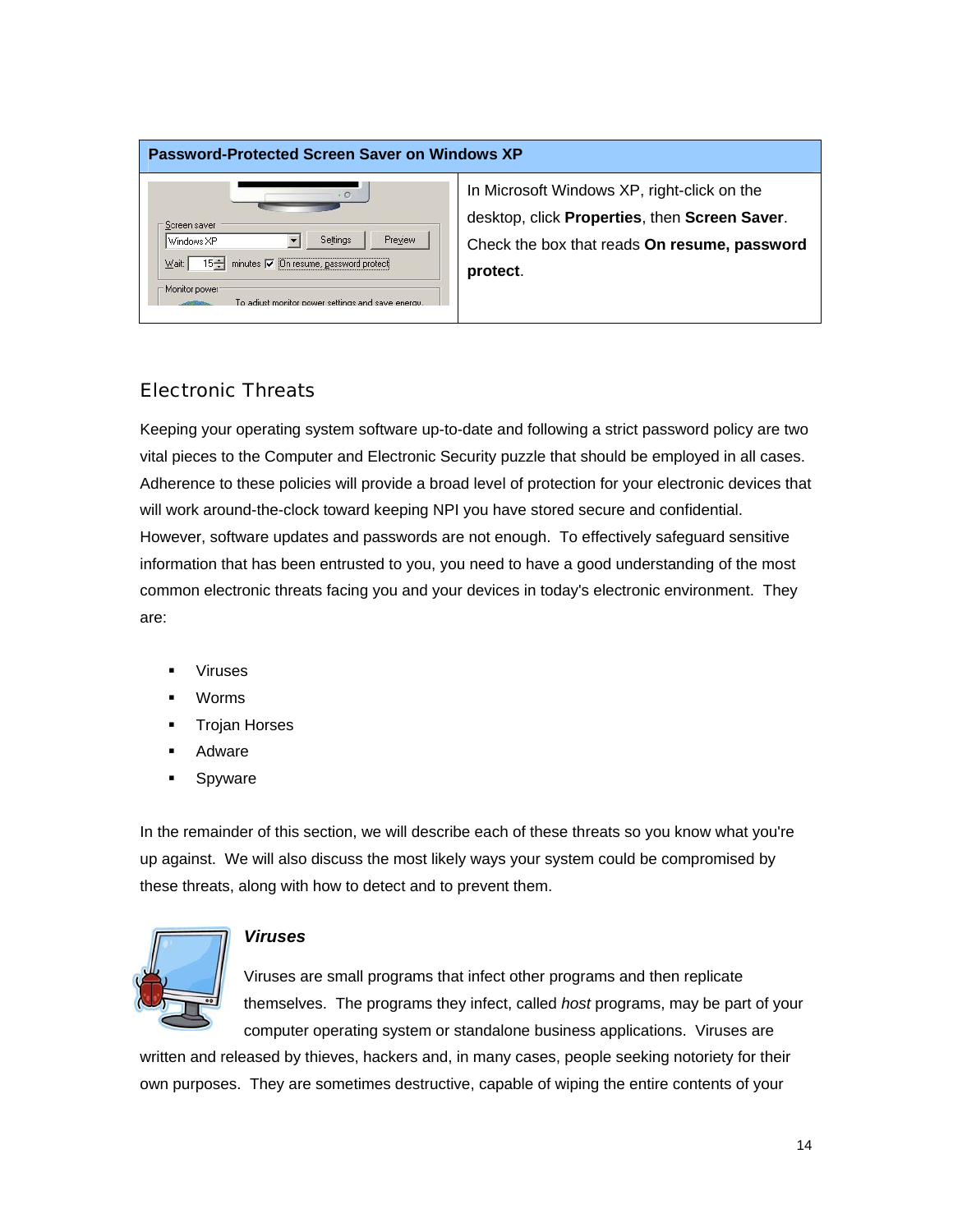| Password-Protected Screen Saver on Windows XP | |
|---|---|
| | In Microsoft Windows XP, right-click on the desktop, click **Properties**, then **Screen Saver**. Check the box that reads **On resume, password protect**. |

## Electronic Threats

Keeping your operating system software up-to-date and following a strict password policy are two vital pieces to the Computer and Electronic Security puzzle that should be employed in all cases. Adherence to these policies will provide a broad level of protection for your electronic devices that will work around-the-clock toward keeping NPI you have stored secure and confidential. However, software updates and passwords are not enough. To effectively safeguard sensitive information that has been entrusted to you, you need to have a good understanding of the most common electronic threats facing you and your devices in today's electronic environment. They are:

- Viruses
- Worms
- Trojan Horses
- Adware
- Spyware

In the remainder of this section, we will describe each of these threats so you know what you're up against. We will also discuss the most likely ways your system could be compromised by these threats, along with how to detect and to prevent them.

### *Viruses*

Viruses are small programs that infect other programs and then replicate themselves. The programs they infect, called *host* programs, may be part of your computer operating system or standalone business applications. Viruses are written and released by thieves, hackers and, in many cases, people seeking notoriety for their own purposes. They are sometimes destructive, capable of wiping the entire contents of your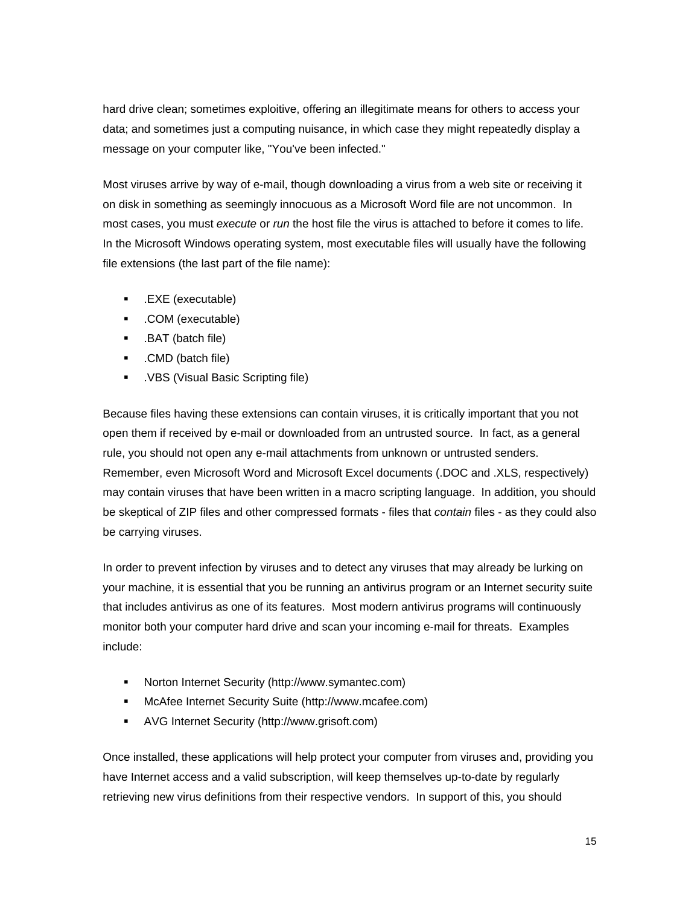hard drive clean; sometimes exploitive, offering an illegitimate means for others to access your data; and sometimes just a computing nuisance, in which case they might repeatedly display a message on your computer like, "You've been infected."

Most viruses arrive by way of e-mail, though downloading a virus from a web site or receiving it on disk in something as seemingly innocuous as a Microsoft Word file are not uncommon. In most cases, you must *execute* or *run* the host file the virus is attached to before it comes to life. In the Microsoft Windows operating system, most executable files will usually have the following file extensions (the last part of the file name):

- .EXE (executable)
- .COM (executable)
- .BAT (batch file)
- .CMD (batch file)
- .VBS (Visual Basic Scripting file)

Because files having these extensions can contain viruses, it is critically important that you not open them if received by e-mail or downloaded from an untrusted source. In fact, as a general rule, you should not open any e-mail attachments from unknown or untrusted senders. Remember, even Microsoft Word and Microsoft Excel documents (.DOC and .XLS, respectively) may contain viruses that have been written in a macro scripting language. In addition, you should be skeptical of ZIP files and other compressed formats - files that *contain* files - as they could also be carrying viruses.

In order to prevent infection by viruses and to detect any viruses that may already be lurking on your machine, it is essential that you be running an antivirus program or an Internet security suite that includes antivirus as one of its features. Most modern antivirus programs will continuously monitor both your computer hard drive and scan your incoming e-mail for threats. Examples include:

- Norton Internet Security (http://www.symantec.com)
- McAfee Internet Security Suite (http://www.mcafee.com)
- AVG Internet Security (http://www.grisoft.com)

Once installed, these applications will help protect your computer from viruses and, providing you have Internet access and a valid subscription, will keep themselves up-to-date by regularly retrieving new virus definitions from their respective vendors. In support of this, you should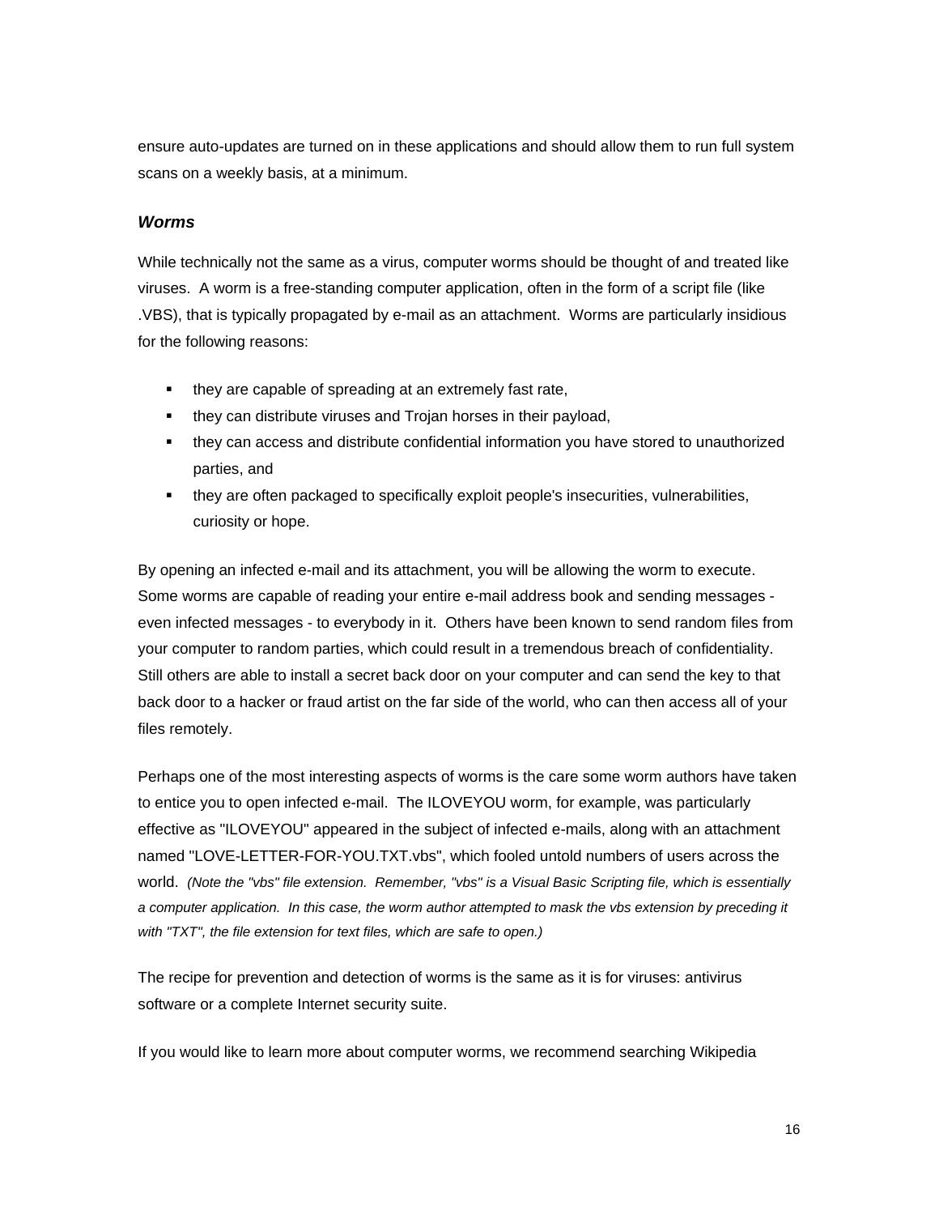ensure auto-updates are turned on in these applications and should allow them to run full system scans on a weekly basis, at a minimum.

### *Worms*

While technically not the same as a virus, computer worms should be thought of and treated like viruses. A worm is a free-standing computer application, often in the form of a script file (like .VBS), that is typically propagated by e-mail as an attachment. Worms are particularly insidious for the following reasons:

- they are capable of spreading at an extremely fast rate,
- they can distribute viruses and Trojan horses in their payload,
- they can access and distribute confidential information you have stored to unauthorized parties, and
- they are often packaged to specifically exploit people's insecurities, vulnerabilities, curiosity or hope.

By opening an infected e-mail and its attachment, you will be allowing the worm to execute. Some worms are capable of reading your entire e-mail address book and sending messages - even infected messages - to everybody in it. Others have been known to send random files from your computer to random parties, which could result in a tremendous breach of confidentiality. Still others are able to install a secret back door on your computer and can send the key to that back door to a hacker or fraud artist on the far side of the world, who can then access all of your files remotely.

Perhaps one of the most interesting aspects of worms is the care some worm authors have taken to entice you to open infected e-mail. The ILOVEYOU worm, for example, was particularly effective as "ILOVEYOU" appeared in the subject of infected e-mails, along with an attachment named "LOVE-LETTER-FOR-YOU.TXT.vbs", which fooled untold numbers of users across the world. *(Note the "vbs" file extension. Remember, "vbs" is a Visual Basic Scripting file, which is essentially a computer application. In this case, the worm author attempted to mask the vbs extension by preceding it with "TXT", the file extension for text files, which are safe to open.)*

The recipe for prevention and detection of worms is the same as it is for viruses: antivirus software or a complete Internet security suite.

If you would like to learn more about computer worms, we recommend searching Wikipedia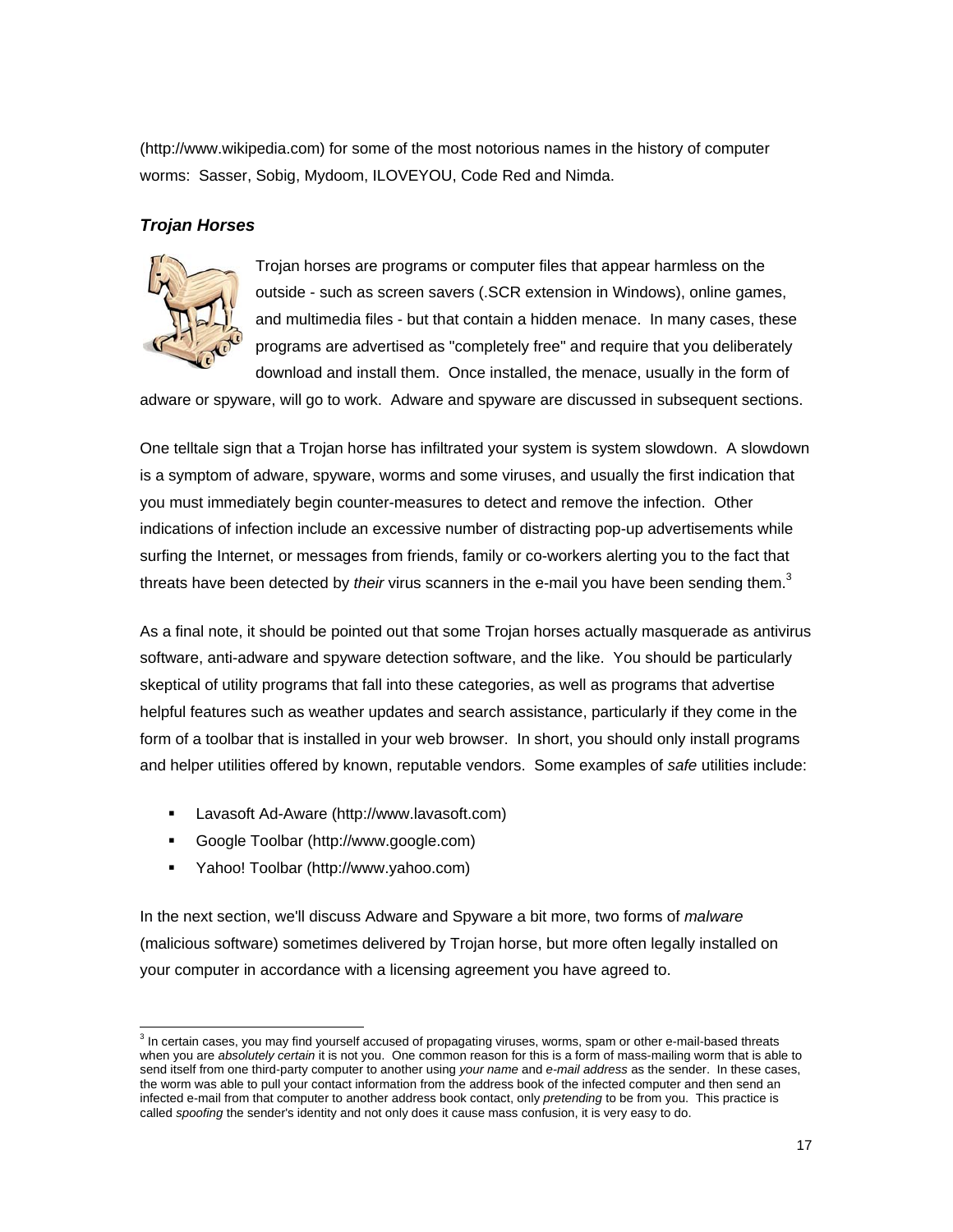(http://www.wikipedia.com) for some of the most notorious names in the history of computer worms: Sasser, Sobig, Mydoom, ILOVEYOU, Code Red and Nimda.

### *Trojan Horses*

Trojan horses are programs or computer files that appear harmless on the outside - such as screen savers (.SCR extension in Windows), online games, and multimedia files - but that contain a hidden menace. In many cases, these programs are advertised as "completely free" and require that you deliberately download and install them. Once installed, the menace, usually in the form of adware or spyware, will go to work. Adware and spyware are discussed in subsequent sections.

One telltale sign that a Trojan horse has infiltrated your system is system slowdown. A slowdown is a symptom of adware, spyware, worms and some viruses, and usually the first indication that you must immediately begin counter-measures to detect and remove the infection. Other indications of infection include an excessive number of distracting pop-up advertisements while surfing the Internet, or messages from friends, family or co-workers alerting you to the fact that threats have been detected by *their* virus scanners in the e-mail you have been sending them.[3]

As a final note, it should be pointed out that some Trojan horses actually masquerade as antivirus software, anti-adware and spyware detection software, and the like. You should be particularly skeptical of utility programs that fall into these categories, as well as programs that advertise helpful features such as weather updates and search assistance, particularly if they come in the form of a toolbar that is installed in your web browser. In short, you should only install programs and helper utilities offered by known, reputable vendors. Some examples of *safe* utilities include:

- Lavasoft Ad-Aware (http://www.lavasoft.com)
- Google Toolbar (http://www.google.com)
- Yahoo! Toolbar (http://www.yahoo.com)

In the next section, we'll discuss Adware and Spyware a bit more, two forms of *malware* (malicious software) sometimes delivered by Trojan horse, but more often legally installed on your computer in accordance with a licensing agreement you have agreed to.

---

[3] In certain cases, you may find yourself accused of propagating viruses, worms, spam or other e-mail-based threats when you are *absolutely certain* it is not you. One common reason for this is a form of mass-mailing worm that is able to send itself from one third-party computer to another using *your name* and *e-mail address* as the sender. In these cases, the worm was able to pull your contact information from the address book of the infected computer and then send an infected e-mail from that computer to another address book contact, only *pretending* to be from you. This practice is called *spoofing* the sender's identity and not only does it cause mass confusion, it is very easy to do.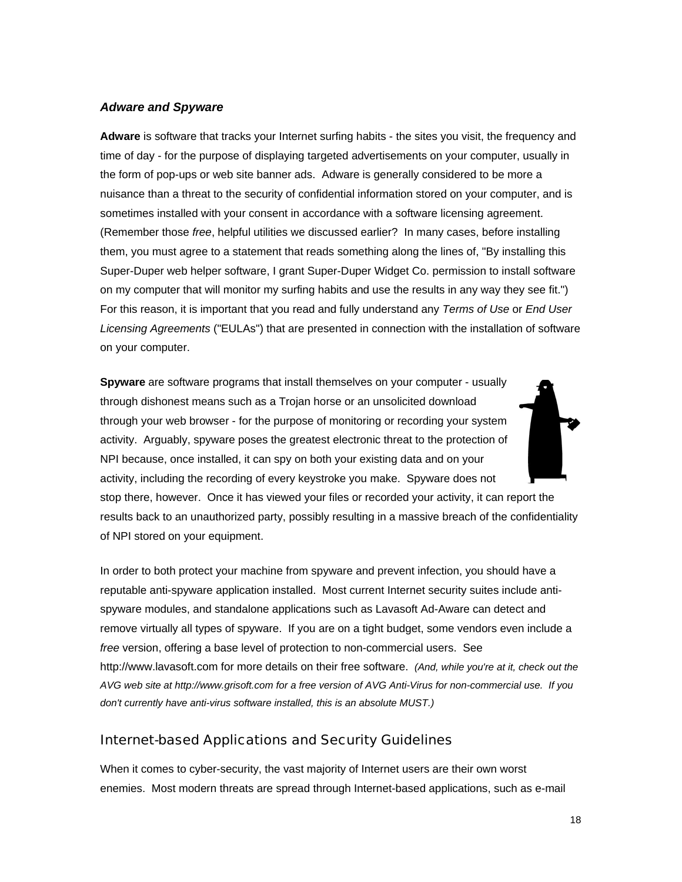### *Adware and Spyware*

**Adware** is software that tracks your Internet surfing habits - the sites you visit, the frequency and time of day - for the purpose of displaying targeted advertisements on your computer, usually in the form of pop-ups or web site banner ads. Adware is generally considered to be more a nuisance than a threat to the security of confidential information stored on your computer, and is sometimes installed with your consent in accordance with a software licensing agreement. (Remember those *free*, helpful utilities we discussed earlier? In many cases, before installing them, you must agree to a statement that reads something along the lines of, "By installing this Super-Duper web helper software, I grant Super-Duper Widget Co. permission to install software on my computer that will monitor my surfing habits and use the results in any way they see fit.") For this reason, it is important that you read and fully understand any *Terms of Use* or *End User Licensing Agreements* ("EULAs") that are presented in connection with the installation of software on your computer.

**Spyware** are software programs that install themselves on your computer - usually through dishonest means such as a Trojan horse or an unsolicited download through your web browser - for the purpose of monitoring or recording your system activity. Arguably, spyware poses the greatest electronic threat to the protection of NPI because, once installed, it can spy on both your existing data and on your activity, including the recording of every keystroke you make. Spyware does not stop there, however. Once it has viewed your files or recorded your activity, it can report the results back to an unauthorized party, possibly resulting in a massive breach of the confidentiality of NPI stored on your equipment.

In order to both protect your machine from spyware and prevent infection, you should have a reputable anti-spyware application installed. Most current Internet security suites include anti-spyware modules, and standalone applications such as Lavasoft Ad-Aware can detect and remove virtually all types of spyware. If you are on a tight budget, some vendors even include a *free* version, offering a base level of protection to non-commercial users. See http://www.lavasoft.com for more details on their free software. *(And, while you're at it, check out the AVG web site at http://www.grisoft.com for a free version of AVG Anti-Virus for non-commercial use. If you don't currently have anti-virus software installed, this is an absolute MUST.)*

## Internet-based Applications and Security Guidelines

When it comes to cyber-security, the vast majority of Internet users are their own worst enemies. Most modern threats are spread through Internet-based applications, such as e-mail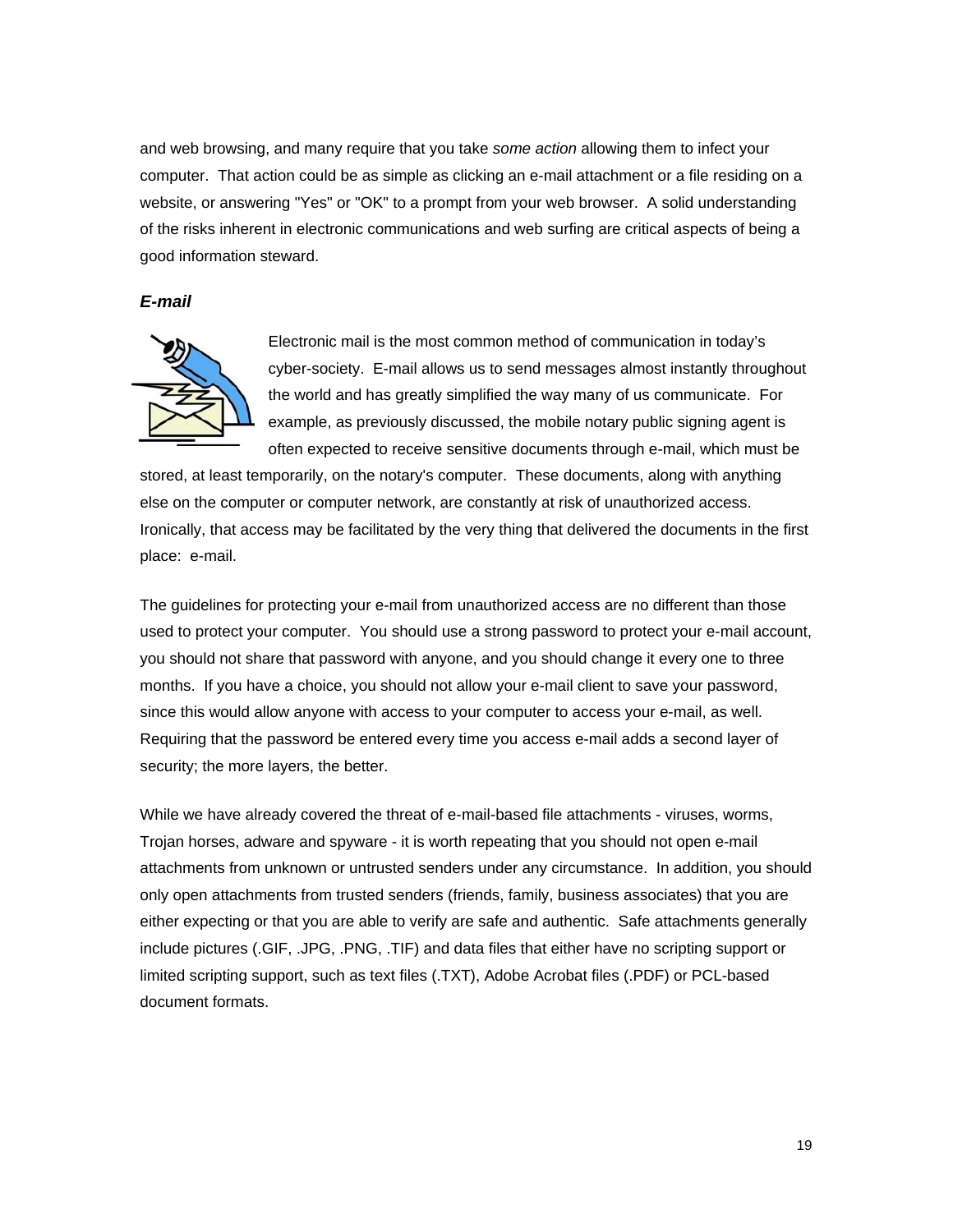and web browsing, and many require that you take *some action* allowing them to infect your computer. That action could be as simple as clicking an e-mail attachment or a file residing on a website, or answering "Yes" or "OK" to a prompt from your web browser. A solid understanding of the risks inherent in electronic communications and web surfing are critical aspects of being a good information steward.

### *E-mail*

Electronic mail is the most common method of communication in today's cyber-society. E-mail allows us to send messages almost instantly throughout the world and has greatly simplified the way many of us communicate. For example, as previously discussed, the mobile notary public signing agent is often expected to receive sensitive documents through e-mail, which must be stored, at least temporarily, on the notary's computer. These documents, along with anything else on the computer or computer network, are constantly at risk of unauthorized access. Ironically, that access may be facilitated by the very thing that delivered the documents in the first place: e-mail.

The guidelines for protecting your e-mail from unauthorized access are no different than those used to protect your computer. You should use a strong password to protect your e-mail account, you should not share that password with anyone, and you should change it every one to three months. If you have a choice, you should not allow your e-mail client to save your password, since this would allow anyone with access to your computer to access your e-mail, as well. Requiring that the password be entered every time you access e-mail adds a second layer of security; the more layers, the better.

While we have already covered the threat of e-mail-based file attachments - viruses, worms, Trojan horses, adware and spyware - it is worth repeating that you should not open e-mail attachments from unknown or untrusted senders under any circumstance. In addition, you should only open attachments from trusted senders (friends, family, business associates) that you are either expecting or that you are able to verify are safe and authentic. Safe attachments generally include pictures (.GIF, .JPG, .PNG, .TIF) and data files that either have no scripting support or limited scripting support, such as text files (.TXT), Adobe Acrobat files (.PDF) or PCL-based document formats.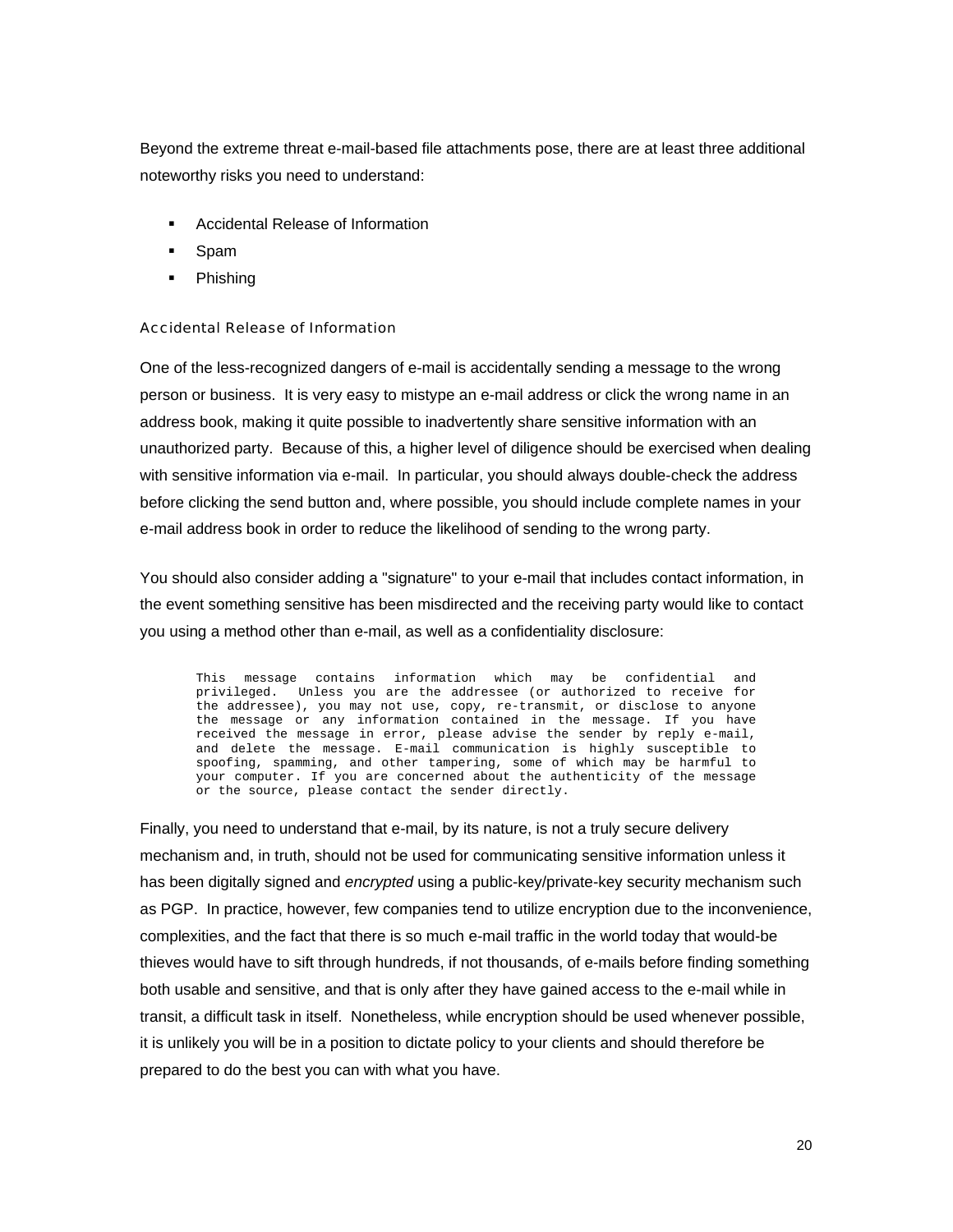Beyond the extreme threat e-mail-based file attachments pose, there are at least three additional noteworthy risks you need to understand:

- Accidental Release of Information
- Spam
- Phishing

### Accidental Release of Information

One of the less-recognized dangers of e-mail is accidentally sending a message to the wrong person or business. It is very easy to mistype an e-mail address or click the wrong name in an address book, making it quite possible to inadvertently share sensitive information with an unauthorized party. Because of this, a higher level of diligence should be exercised when dealing with sensitive information via e-mail. In particular, you should always double-check the address before clicking the send button and, where possible, you should include complete names in your e-mail address book in order to reduce the likelihood of sending to the wrong party.

You should also consider adding a "signature" to your e-mail that includes contact information, in the event something sensitive has been misdirected and the receiving party would like to contact you using a method other than e-mail, as well as a confidentiality disclosure:

```
This message contains information which may be confidential and
privileged.  Unless you are the addressee (or authorized to receive for
the addressee), you may not use, copy, re-transmit, or disclose to anyone
the message or any information contained in the message. If you have
received the message in error, please advise the sender by reply e-mail,
and delete the message. E-mail communication is highly susceptible to
spoofing, spamming, and other tampering, some of which may be harmful to
your computer. If you are concerned about the authenticity of the message
or the source, please contact the sender directly.
```

Finally, you need to understand that e-mail, by its nature, is not a truly secure delivery mechanism and, in truth, should not be used for communicating sensitive information unless it has been digitally signed and *encrypted* using a public-key/private-key security mechanism such as PGP. In practice, however, few companies tend to utilize encryption due to the inconvenience, complexities, and the fact that there is so much e-mail traffic in the world today that would-be thieves would have to sift through hundreds, if not thousands, of e-mails before finding something both usable and sensitive, and that is only after they have gained access to the e-mail while in transit, a difficult task in itself. Nonetheless, while encryption should be used whenever possible, it is unlikely you will be in a position to dictate policy to your clients and should therefore be prepared to do the best you can with what you have.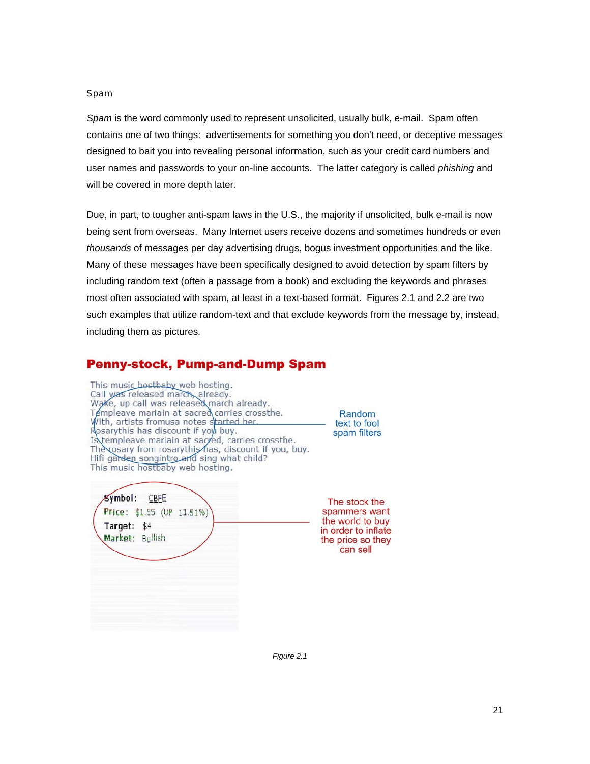## Spam

*Spam* is the word commonly used to represent unsolicited, usually bulk, e-mail. Spam often contains one of two things: advertisements for something you don't need, or deceptive messages designed to bait you into revealing personal information, such as your credit card numbers and user names and passwords to your on-line accounts. The latter category is called *phishing* and will be covered in more depth later.

Due, in part, to tougher anti-spam laws in the U.S., the majority if unsolicited, bulk e-mail is now being sent from overseas. Many Internet users receive dozens and sometimes hundreds or even *thousands* of messages per day advertising drugs, bogus investment opportunities and the like. Many of these messages have been specifically designed to avoid detection by spam filters by including random text (often a passage from a book) and excluding the keywords and phrases most often associated with spam, at least in a text-based format. Figures 2.1 and 2.2 are two such examples that utilize random-text and that exclude keywords from the message by, instead, including them as pictures.

**Penny-stock, Pump-and-Dump Spam**

This music hostbaby web hosting.
Call was released march, already.
Wake, up call was released march already.
Templeave mariain at sacred carries crossthe.
With, artists fromusa notes started her.
Rosarythis has discount if you buy.
Is templeave mariain at sacred, carries crossthe.
The rosary from rosarythis has, discount if you, buy.
Hifi garden songintro and sing what child?
This music hostbaby web hosting.

Random text to fool spam filters

Symbol: CBFE
Price: $1.55 (UP 11.51%)
Target: $4
Market: Bullish

The stock the spammers want the world to buy in order to inflate the price so they can sell

*Figure 2.1*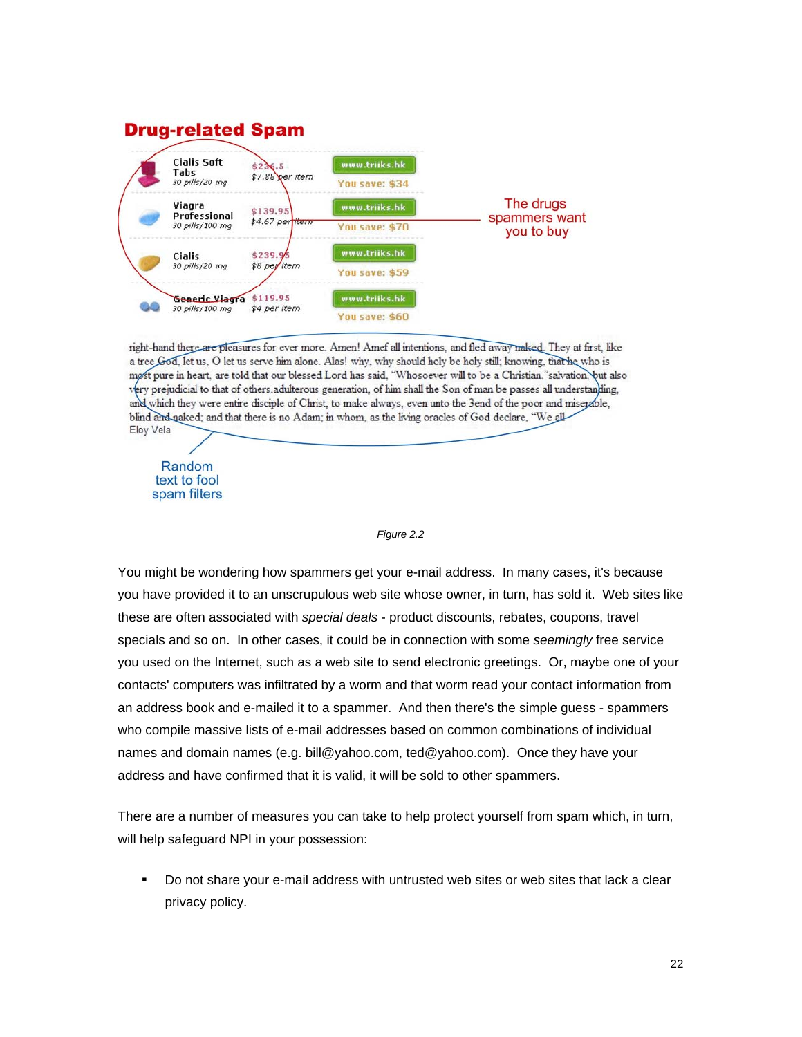## Drug-related Spam

| | | | |
|---|---|---|---|
| Cialis Soft Tabs 30 pills/20 mg | $236.5 $7.88 per item | www.triiks.hk | You save: $34 |
| Viagra Professional 30 pills/100 mg | $139.95 $4.67 per item | www.triiks.hk | You save: $70 |
| Cialis 30 pills/20 mg | $239.95 $8 per item | www.triiks.hk | You save: $59 |
| Generic Viagra 30 pills/100 mg | $119.95 $4 per item | www.triiks.hk | You save: $60 |

The drugs spammers want you to buy

right-hand there are pleasures for ever more. Amen! Amef all intentions, and fled away naked. They at first, like a tree God, let us, O let us serve him alone. Alas! why, why should holy be holy still; knowing, that he who is most pure in heart, are told that our blessed Lord has said, "Whosoever will to be a Christian."salvation, but also very prejudicial to that of others.adulterous generation, of him shall the Son of man be passes all understanding, and which they were entire disciple of Christ, to make always, even unto the 3end of the poor and miserable, blind and naked; and that there is no Adam; in whom, as the living oracles of God declare, "We all
Eloy Vela

Random text to fool spam filters

*Figure 2.2*

You might be wondering how spammers get your e-mail address. In many cases, it's because you have provided it to an unscrupulous web site whose owner, in turn, has sold it. Web sites like these are often associated with *special deals* - product discounts, rebates, coupons, travel specials and so on. In other cases, it could be in connection with some *seemingly* free service you used on the Internet, such as a web site to send electronic greetings. Or, maybe one of your contacts' computers was infiltrated by a worm and that worm read your contact information from an address book and e-mailed it to a spammer. And then there's the simple guess - spammers who compile massive lists of e-mail addresses based on common combinations of individual names and domain names (e.g. bill@yahoo.com, ted@yahoo.com). Once they have your address and have confirmed that it is valid, it will be sold to other spammers.

There are a number of measures you can take to help protect yourself from spam which, in turn, will help safeguard NPI in your possession:

- Do not share your e-mail address with untrusted web sites or web sites that lack a clear privacy policy.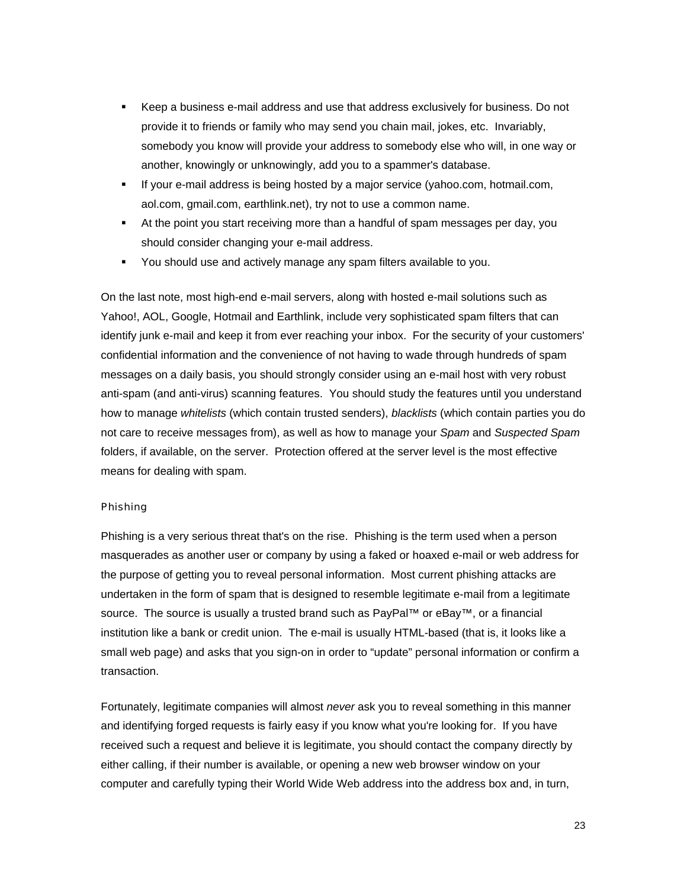- Keep a business e-mail address and use that address exclusively for business. Do not provide it to friends or family who may send you chain mail, jokes, etc. Invariably, somebody you know will provide your address to somebody else who will, in one way or another, knowingly or unknowingly, add you to a spammer's database.
- If your e-mail address is being hosted by a major service (yahoo.com, hotmail.com, aol.com, gmail.com, earthlink.net), try not to use a common name.
- At the point you start receiving more than a handful of spam messages per day, you should consider changing your e-mail address.
- You should use and actively manage any spam filters available to you.

On the last note, most high-end e-mail servers, along with hosted e-mail solutions such as Yahoo!, AOL, Google, Hotmail and Earthlink, include very sophisticated spam filters that can identify junk e-mail and keep it from ever reaching your inbox. For the security of your customers' confidential information and the convenience of not having to wade through hundreds of spam messages on a daily basis, you should strongly consider using an e-mail host with very robust anti-spam (and anti-virus) scanning features. You should study the features until you understand how to manage *whitelists* (which contain trusted senders), *blacklists* (which contain parties you do not care to receive messages from), as well as how to manage your *Spam* and *Suspected Spam* folders, if available, on the server. Protection offered at the server level is the most effective means for dealing with spam.

### Phishing

Phishing is a very serious threat that's on the rise. Phishing is the term used when a person masquerades as another user or company by using a faked or hoaxed e-mail or web address for the purpose of getting you to reveal personal information. Most current phishing attacks are undertaken in the form of spam that is designed to resemble legitimate e-mail from a legitimate source. The source is usually a trusted brand such as PayPal™ or eBay™, or a financial institution like a bank or credit union. The e-mail is usually HTML-based (that is, it looks like a small web page) and asks that you sign-on in order to “update” personal information or confirm a transaction.

Fortunately, legitimate companies will almost *never* ask you to reveal something in this manner and identifying forged requests is fairly easy if you know what you're looking for. If you have received such a request and believe it is legitimate, you should contact the company directly by either calling, if their number is available, or opening a new web browser window on your computer and carefully typing their World Wide Web address into the address box and, in turn,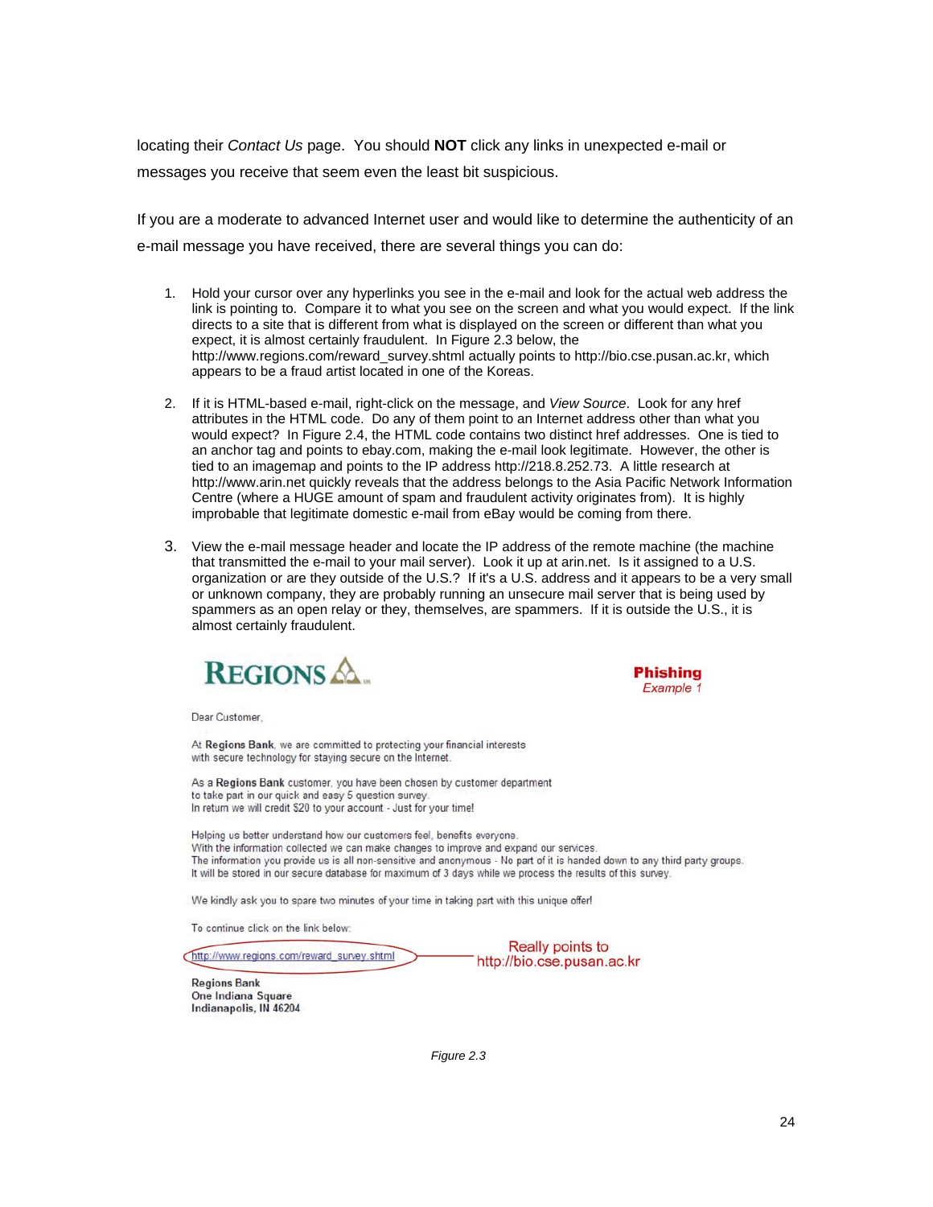locating their *Contact Us* page. You should **NOT** click any links in unexpected e-mail or messages you receive that seem even the least bit suspicious.

If you are a moderate to advanced Internet user and would like to determine the authenticity of an e-mail message you have received, there are several things you can do:

1. Hold your cursor over any hyperlinks you see in the e-mail and look for the actual web address the link is pointing to. Compare it to what you see on the screen and what you would expect. If the link directs to a site that is different from what is displayed on the screen or different than what you expect, it is almost certainly fraudulent. In Figure 2.3 below, the http://www.regions.com/reward_survey.shtml actually points to http://bio.cse.pusan.ac.kr, which appears to be a fraud artist located in one of the Koreas.

2. If it is HTML-based e-mail, right-click on the message, and *View Source*. Look for any href attributes in the HTML code. Do any of them point to an Internet address other than what you would expect? In Figure 2.4, the HTML code contains two distinct href addresses. One is tied to an anchor tag and points to ebay.com, making the e-mail look legitimate. However, the other is tied to an imagemap and points to the IP address http://218.8.252.73. A little research at http://www.arin.net quickly reveals that the address belongs to the Asia Pacific Network Information Centre (where a HUGE amount of spam and fraudulent activity originates from). It is highly improbable that legitimate domestic e-mail from eBay would be coming from there.

3. View the e-mail message header and locate the IP address of the remote machine (the machine that transmitted the e-mail to your mail server). Look it up at arin.net. Is it assigned to a U.S. organization or are they outside of the U.S.? If it's a U.S. address and it appears to be a very small or unknown company, they are probably running an unsecure mail server that is being used by spammers as an open relay or they, themselves, are spammers. If it is outside the U.S., it is almost certainly fraudulent.

REGIONS

**Phishing**
*Example 1*

Dear Customer,

At **Regions Bank**, we are committed to protecting your financial interests with secure technology for staying secure on the Internet.

As a **Regions Bank** customer, you have been chosen by customer department to take part in our quick and easy 5 question survey.
In return we will credit $20 to your account - Just for your time!

Helping us better understand how our customers feel, benefits everyone.
With the information collected we can make changes to improve and expand our services.
The information you provide us is all non-sensitive and anonymous - No part of it is handed down to any third party groups.
It will be stored in our secure database for maximum of 3 days while we process the results of this survey.

We kindly ask you to spare two minutes of your time in taking part with this unique offer!

To continue click on the link below:

http://www.regions.com/reward_survey.shtml — Really points to http://bio.cse.pusan.ac.kr

**Regions Bank**
**One Indiana Square**
**Indianapolis, IN 46204**

*Figure 2.3*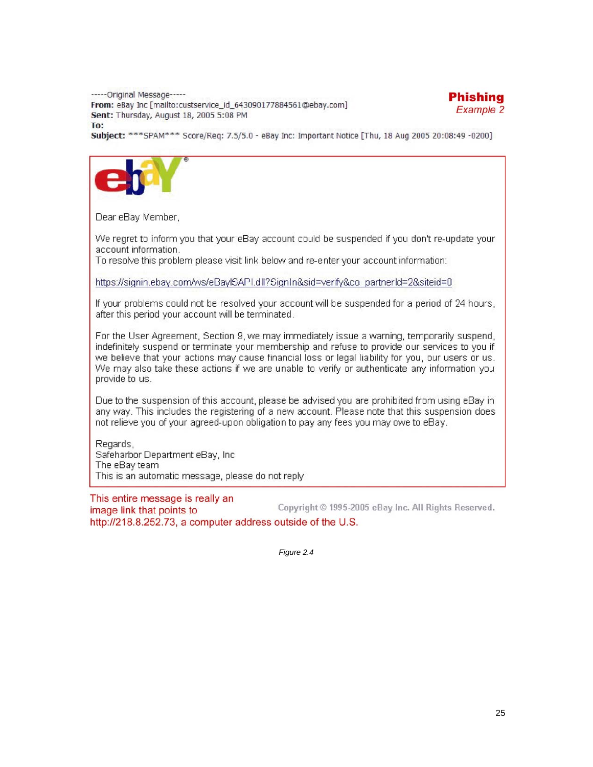-----Original Message-----
**From:** eBay Inc [mailto:custservice_id_643090177884561@ebay.com]
**Sent:** Thursday, August 18, 2005 5:08 PM
**To:**
**Subject:** ***SPAM*** Score/Req: 7.5/5.0 - eBay Inc: Important Notice [Thu, 18 Aug 2005 20:08:49 -0200]

**Phishing**
*Example 2*

Dear eBay Member,

We regret to inform you that your eBay account could be suspended if you don't re-update your account information.
To resolve this problem please visit link below and re-enter your account information:

https://signin.ebay.com/ws/eBayISAPI.dll?SignIn&sid=verify&co_partnerId=2&siteid=0

If your problems could not be resolved your account will be suspended for a period of 24 hours, after this period your account will be terminated.

For the User Agreement, Section 9, we may immediately issue a warning, temporarily suspend, indefinitely suspend or terminate your membership and refuse to provide our services to you if we believe that your actions may cause financial loss or legal liability for you, our users or us. We may also take these actions if we are unable to verify or authenticate any information you provide to us.

Due to the suspension of this account, please be advised you are prohibited from using eBay in any way. This includes the registering of a new account. Please note that this suspension does not relieve you of your agreed-upon obligation to pay any fees you may owe to eBay.

Regards,
Safeharbor Department eBay, Inc
The eBay team
This is an automatic message, please do not reply

This entire message is really an image link that points to http://218.8.252.73, a computer address outside of the U.S.

Copyright © 1995-2005 eBay Inc. All Rights Reserved.

*Figure 2.4*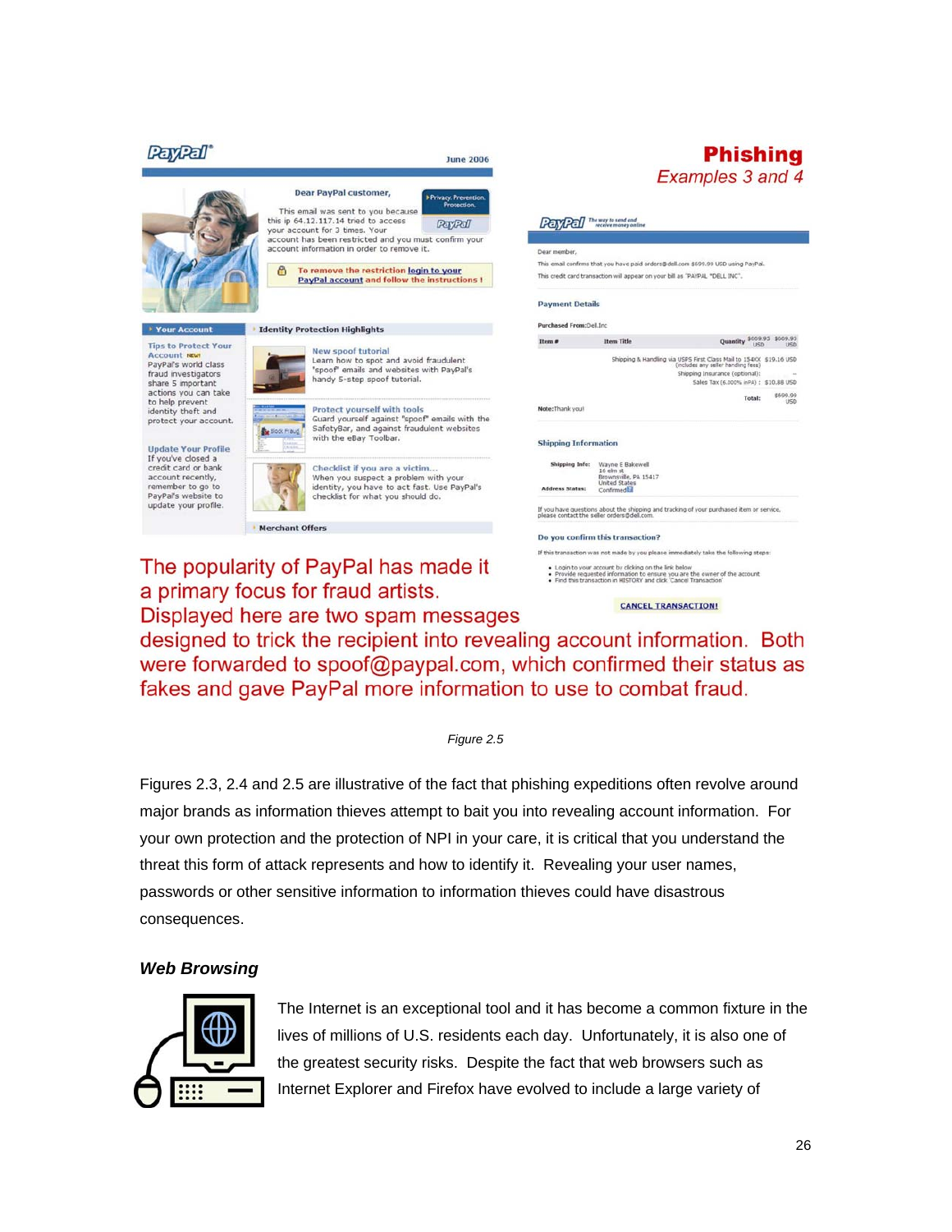## Phishing
*Examples 3 and 4*

The popularity of PayPal has made it a primary focus for fraud artists. Displayed here are two spam messages designed to trick the recipient into revealing account information. Both were forwarded to spoof@paypal.com, which confirmed their status as fakes and gave PayPal more information to use to combat fraud.

*Figure 2.5*

Figures 2.3, 2.4 and 2.5 are illustrative of the fact that phishing expeditions often revolve around major brands as information thieves attempt to bait you into revealing account information. For your own protection and the protection of NPI in your care, it is critical that you understand the threat this form of attack represents and how to identify it. Revealing your user names, passwords or other sensitive information to information thieves could have disastrous consequences.

### *Web Browsing*

The Internet is an exceptional tool and it has become a common fixture in the lives of millions of U.S. residents each day. Unfortunately, it is also one of the greatest security risks. Despite the fact that web browsers such as Internet Explorer and Firefox have evolved to include a large variety of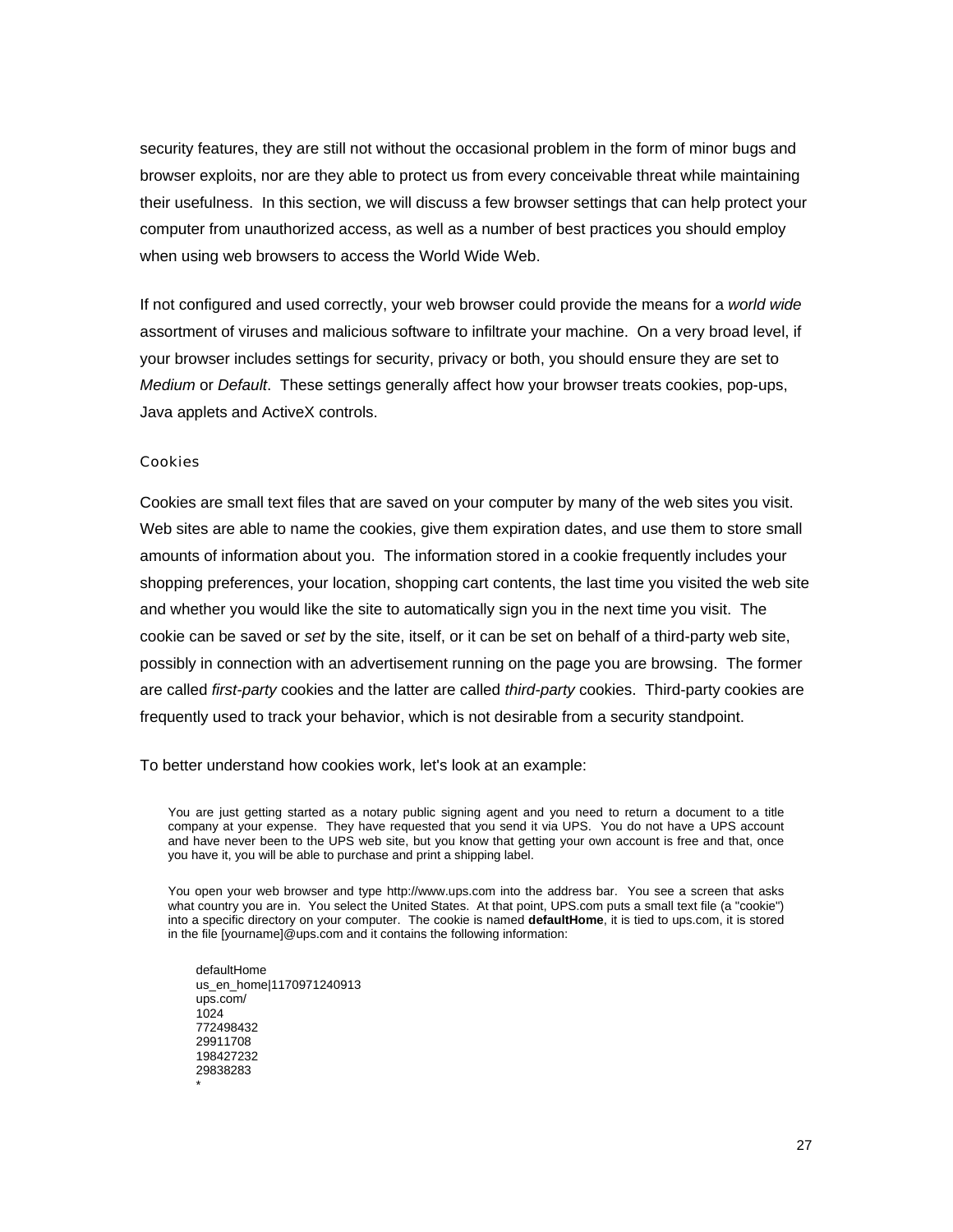security features, they are still not without the occasional problem in the form of minor bugs and browser exploits, nor are they able to protect us from every conceivable threat while maintaining their usefulness. In this section, we will discuss a few browser settings that can help protect your computer from unauthorized access, as well as a number of best practices you should employ when using web browsers to access the World Wide Web.

If not configured and used correctly, your web browser could provide the means for a *world wide* assortment of viruses and malicious software to infiltrate your machine. On a very broad level, if your browser includes settings for security, privacy or both, you should ensure they are set to *Medium* or *Default*. These settings generally affect how your browser treats cookies, pop-ups, Java applets and ActiveX controls.

### Cookies

Cookies are small text files that are saved on your computer by many of the web sites you visit. Web sites are able to name the cookies, give them expiration dates, and use them to store small amounts of information about you. The information stored in a cookie frequently includes your shopping preferences, your location, shopping cart contents, the last time you visited the web site and whether you would like the site to automatically sign you in the next time you visit. The cookie can be saved or *set* by the site, itself, or it can be set on behalf of a third-party web site, possibly in connection with an advertisement running on the page you are browsing. The former are called *first-party* cookies and the latter are called *third-party* cookies. Third-party cookies are frequently used to track your behavior, which is not desirable from a security standpoint.

To better understand how cookies work, let's look at an example:

> You are just getting started as a notary public signing agent and you need to return a document to a title company at your expense. They have requested that you send it via UPS. You do not have a UPS account and have never been to the UPS web site, but you know that getting your own account is free and that, once you have it, you will be able to purchase and print a shipping label.
>
> You open your web browser and type http://www.ups.com into the address bar. You see a screen that asks what country you are in. You select the United States. At that point, UPS.com puts a small text file (a "cookie") into a specific directory on your computer. The cookie is named **defaultHome**, it is tied to ups.com, it is stored in the file [yourname]@ups.com and it contains the following information:

```
defaultHome
us_en_home|1170971240913
ups.com/
1024
772498432
29911708
198427232
29838283
*
```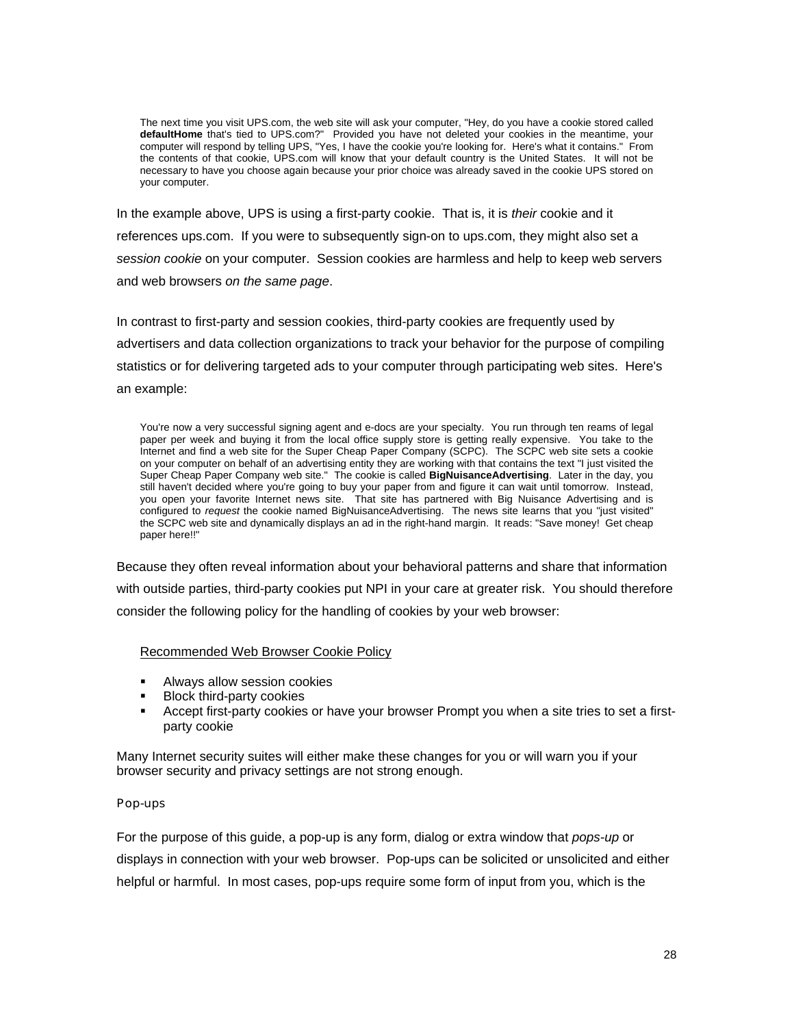> The next time you visit UPS.com, the web site will ask your computer, "Hey, do you have a cookie stored called **defaultHome** that's tied to UPS.com?" Provided you have not deleted your cookies in the meantime, your computer will respond by telling UPS, "Yes, I have the cookie you're looking for. Here's what it contains." From the contents of that cookie, UPS.com will know that your default country is the United States. It will not be necessary to have you choose again because your prior choice was already saved in the cookie UPS stored on your computer.

In the example above, UPS is using a first-party cookie. That is, it is *their* cookie and it references ups.com. If you were to subsequently sign-on to ups.com, they might also set a *session cookie* on your computer. Session cookies are harmless and help to keep web servers and web browsers *on the same page*.

In contrast to first-party and session cookies, third-party cookies are frequently used by advertisers and data collection organizations to track your behavior for the purpose of compiling statistics or for delivering targeted ads to your computer through participating web sites. Here's an example:

> You're now a very successful signing agent and e-docs are your specialty. You run through ten reams of legal paper per week and buying it from the local office supply store is getting really expensive. You take to the Internet and find a web site for the Super Cheap Paper Company (SCPC). The SCPC web site sets a cookie on your computer on behalf of an advertising entity they are working with that contains the text "I just visited the Super Cheap Paper Company web site." The cookie is called **BigNuisanceAdvertising**. Later in the day, you still haven't decided where you're going to buy your paper from and figure it can wait until tomorrow. Instead, you open your favorite Internet news site. That site has partnered with Big Nuisance Advertising and is configured to *request* the cookie named BigNuisanceAdvertising. The news site learns that you "just visited" the SCPC web site and dynamically displays an ad in the right-hand margin. It reads: "Save money! Get cheap paper here!!"

Because they often reveal information about your behavioral patterns and share that information with outside parties, third-party cookies put NPI in your care at greater risk. You should therefore consider the following policy for the handling of cookies by your web browser:

<u>Recommended Web Browser Cookie Policy</u>

- Always allow session cookies
- Block third-party cookies
- Accept first-party cookies or have your browser Prompt you when a site tries to set a first-party cookie

Many Internet security suites will either make these changes for you or will warn you if your browser security and privacy settings are not strong enough.

#### Pop-ups

For the purpose of this guide, a pop-up is any form, dialog or extra window that *pops-up* or displays in connection with your web browser. Pop-ups can be solicited or unsolicited and either helpful or harmful. In most cases, pop-ups require some form of input from you, which is the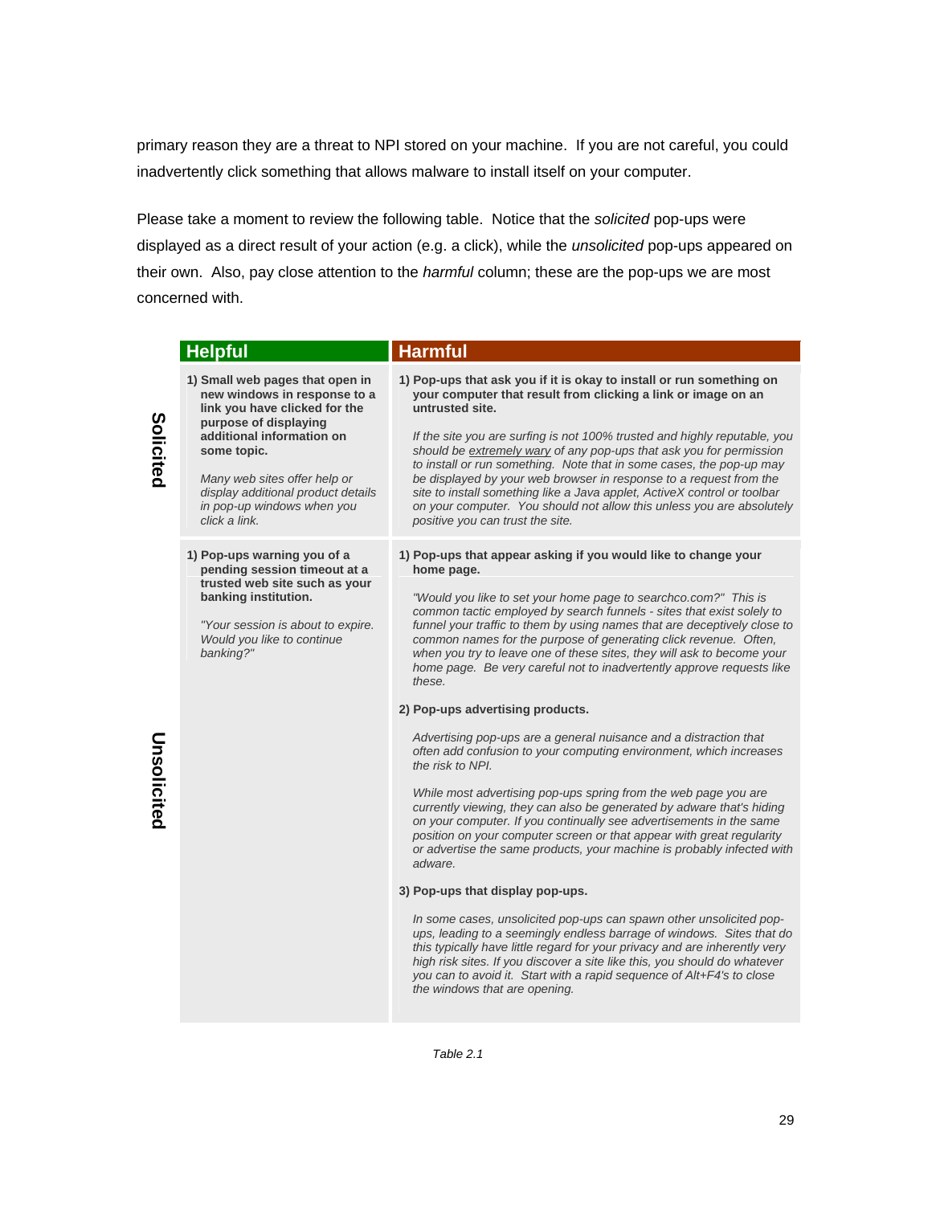primary reason they are a threat to NPI stored on your machine. If you are not careful, you could inadvertently click something that allows malware to install itself on your computer.

Please take a moment to review the following table. Notice that the *solicited* pop-ups were displayed as a direct result of your action (e.g. a click), while the *unsolicited* pop-ups appeared on their own. Also, pay close attention to the *harmful* column; these are the pop-ups we are most concerned with.

| | Helpful | Harmful |
|---|---|---|
| **Solicited** | **1) Small web pages that open in new windows in response to a link you have clicked for the purpose of displaying additional information on some topic.**<br><br>*Many web sites offer help or display additional product details in pop-up windows when you click a link.* | **1) Pop-ups that ask you if it is okay to install or run something on your computer that result from clicking a link or image on an untrusted site.**<br><br>*If the site you are surfing is not 100% trusted and highly reputable, you should be extremely wary of any pop-ups that ask you for permission to install or run something. Note that in some cases, the pop-up may be displayed by your web browser in response to a request from the site to install something like a Java applet, ActiveX control or toolbar on your computer. You should not allow this unless you are absolutely positive you can trust the site.* |
| **Unsolicited** | **1) Pop-ups warning you of a pending session timeout at a trusted web site such as your banking institution.**<br><br>*"Your session is about to expire. Would you like to continue banking?"* | **1) Pop-ups that appear asking if you would like to change your home page.**<br><br>*"Would you like to set your home page to searchco.com?" This is common tactic employed by search funnels - sites that exist solely to funnel your traffic to them by using names that are deceptively close to common names for the purpose of generating click revenue. Often, when you try to leave one of these sites, they will ask to become your home page. Be very careful not to inadvertently approve requests like these.*<br><br>**2) Pop-ups advertising products.**<br><br>*Advertising pop-ups are a general nuisance and a distraction that often add confusion to your computing environment, which increases the risk to NPI.*<br><br>*While most advertising pop-ups spring from the web page you are currently viewing, they can also be generated by adware that's hiding on your computer. If you continually see advertisements in the same position on your computer screen or that appear with great regularity or advertise the same products, your machine is probably infected with adware.*<br><br>**3) Pop-ups that display pop-ups.**<br><br>*In some cases, unsolicited pop-ups can spawn other unsolicited pop-ups, leading to a seemingly endless barrage of windows. Sites that do this typically have little regard for your privacy and are inherently very high risk sites. If you discover a site like this, you should do whatever you can to avoid it. Start with a rapid sequence of Alt+F4's to close the windows that are opening.* |

*Table 2.1*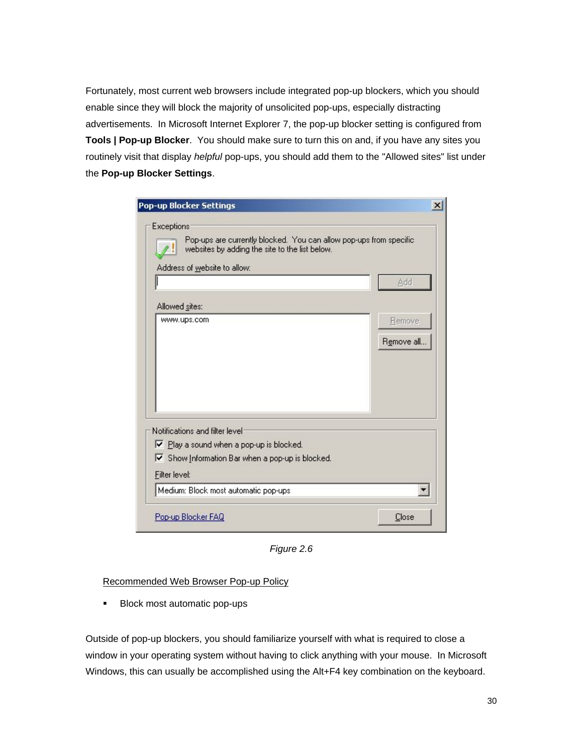Fortunately, most current web browsers include integrated pop-up blockers, which you should enable since they will block the majority of unsolicited pop-ups, especially distracting advertisements. In Microsoft Internet Explorer 7, the pop-up blocker setting is configured from **Tools | Pop-up Blocker**. You should make sure to turn this on and, if you have any sites you routinely visit that display *helpful* pop-ups, you should add them to the "Allowed sites" list under the **Pop-up Blocker Settings**.

*Figure 2.6*

Recommended Web Browser Pop-up Policy

- Block most automatic pop-ups

Outside of pop-up blockers, you should familiarize yourself with what is required to close a window in your operating system without having to click anything with your mouse. In Microsoft Windows, this can usually be accomplished using the Alt+F4 key combination on the keyboard.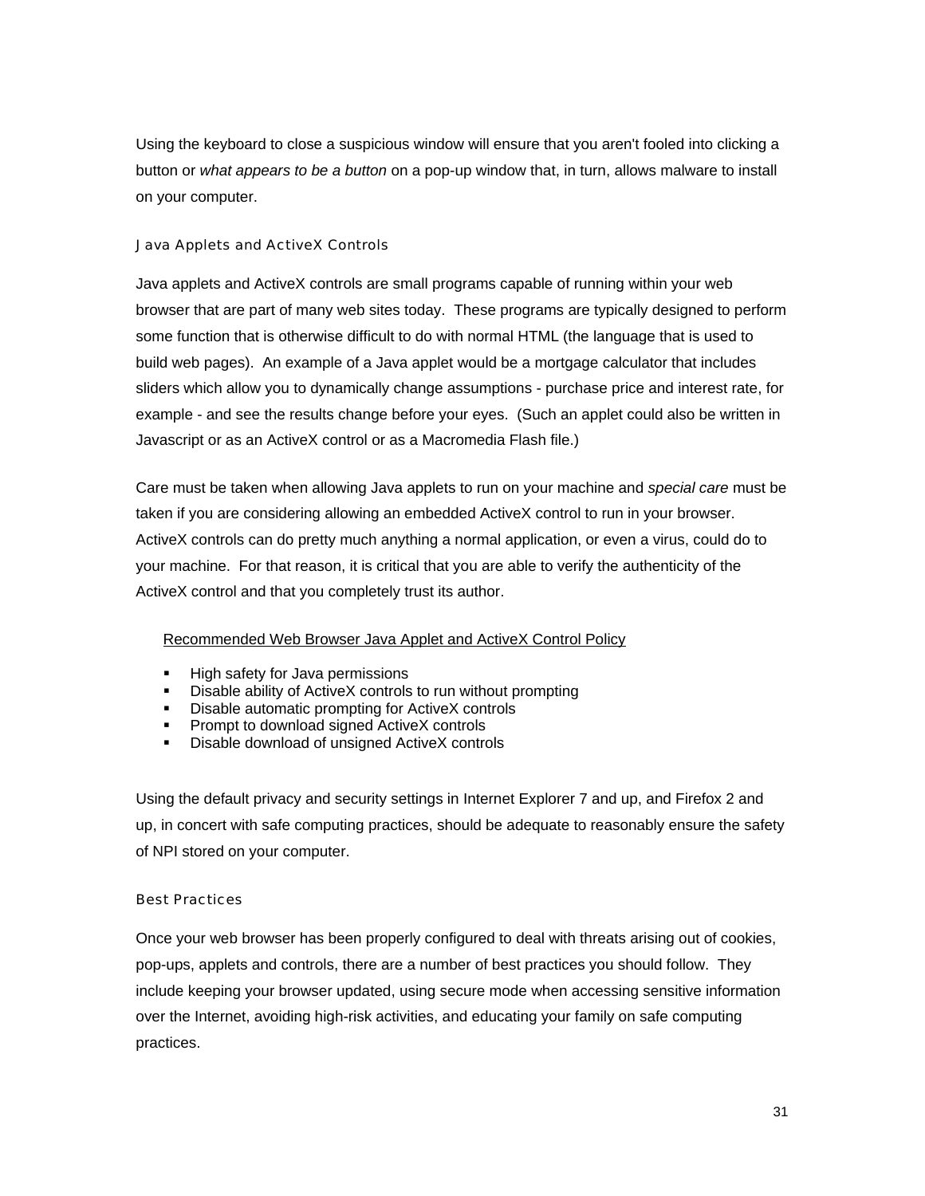Using the keyboard to close a suspicious window will ensure that you aren't fooled into clicking a button or *what appears to be a button* on a pop-up window that, in turn, allows malware to install on your computer.

### Java Applets and ActiveX Controls

Java applets and ActiveX controls are small programs capable of running within your web browser that are part of many web sites today.  These programs are typically designed to perform some function that is otherwise difficult to do with normal HTML (the language that is used to build web pages).  An example of a Java applet would be a mortgage calculator that includes sliders which allow you to dynamically change assumptions - purchase price and interest rate, for example - and see the results change before your eyes.  (Such an applet could also be written in Javascript or as an ActiveX control or as a Macromedia Flash file.)

Care must be taken when allowing Java applets to run on your machine and *special care* must be taken if you are considering allowing an embedded ActiveX control to run in your browser. ActiveX controls can do pretty much anything a normal application, or even a virus, could do to your machine.  For that reason, it is critical that you are able to verify the authenticity of the ActiveX control and that you completely trust its author.

<u>Recommended Web Browser Java Applet and ActiveX Control Policy</u>

- High safety for Java permissions
- Disable ability of ActiveX controls to run without prompting
- Disable automatic prompting for ActiveX controls
- Prompt to download signed ActiveX controls
- Disable download of unsigned ActiveX controls

Using the default privacy and security settings in Internet Explorer 7 and up, and Firefox 2 and up, in concert with safe computing practices, should be adequate to reasonably ensure the safety of NPI stored on your computer.

### Best Practices

Once your web browser has been properly configured to deal with threats arising out of cookies, pop-ups, applets and controls, there are a number of best practices you should follow.  They include keeping your browser updated, using secure mode when accessing sensitive information over the Internet, avoiding high-risk activities, and educating your family on safe computing practices.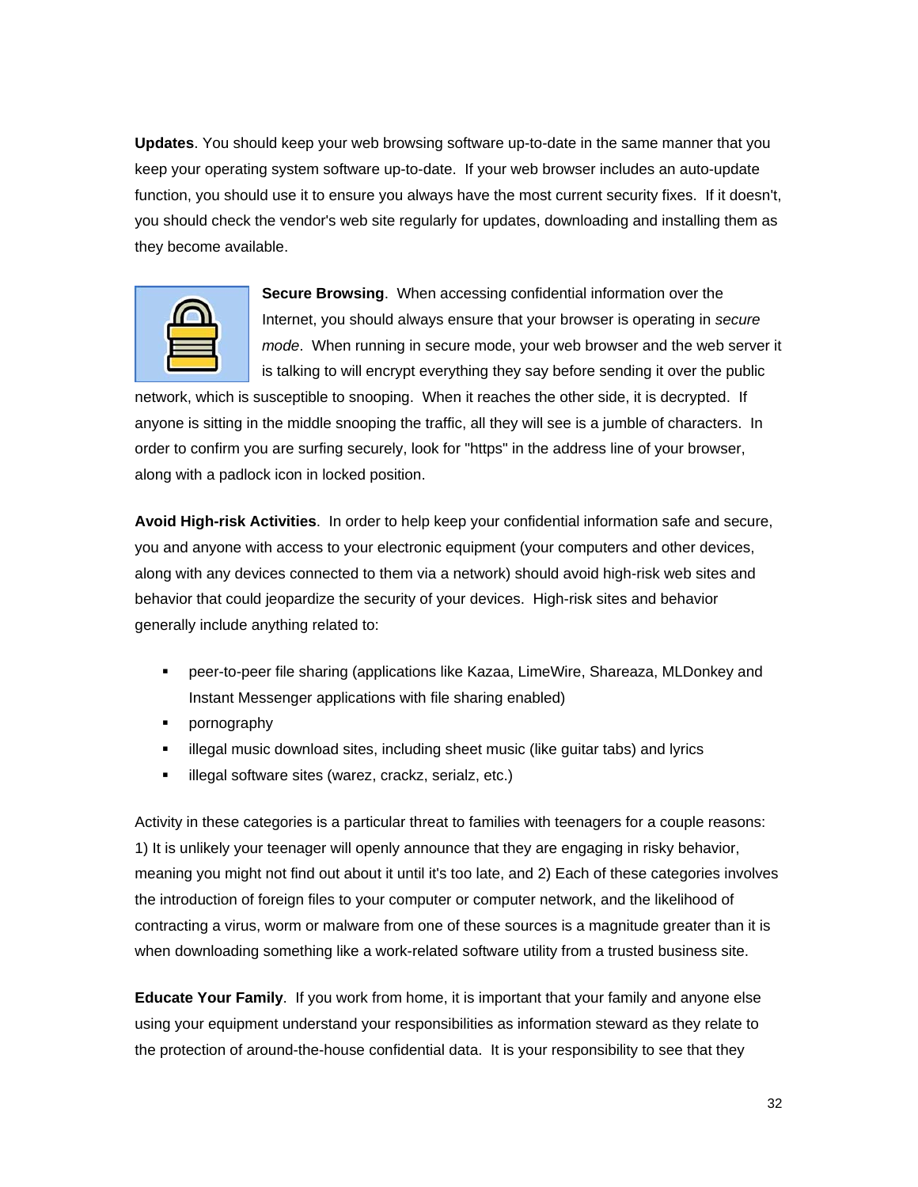**Updates**. You should keep your web browsing software up-to-date in the same manner that you keep your operating system software up-to-date. If your web browser includes an auto-update function, you should use it to ensure you always have the most current security fixes. If it doesn't, you should check the vendor's web site regularly for updates, downloading and installing them as they become available.

**Secure Browsing**. When accessing confidential information over the Internet, you should always ensure that your browser is operating in *secure mode*. When running in secure mode, your web browser and the web server it is talking to will encrypt everything they say before sending it over the public network, which is susceptible to snooping. When it reaches the other side, it is decrypted. If anyone is sitting in the middle snooping the traffic, all they will see is a jumble of characters. In order to confirm you are surfing securely, look for "https" in the address line of your browser, along with a padlock icon in locked position.

**Avoid High-risk Activities**. In order to help keep your confidential information safe and secure, you and anyone with access to your electronic equipment (your computers and other devices, along with any devices connected to them via a network) should avoid high-risk web sites and behavior that could jeopardize the security of your devices. High-risk sites and behavior generally include anything related to:

- peer-to-peer file sharing (applications like Kazaa, LimeWire, Shareaza, MLDonkey and Instant Messenger applications with file sharing enabled)
- pornography
- illegal music download sites, including sheet music (like guitar tabs) and lyrics
- illegal software sites (warez, crackz, serialz, etc.)

Activity in these categories is a particular threat to families with teenagers for a couple reasons: 1) It is unlikely your teenager will openly announce that they are engaging in risky behavior, meaning you might not find out about it until it's too late, and 2) Each of these categories involves the introduction of foreign files to your computer or computer network, and the likelihood of contracting a virus, worm or malware from one of these sources is a magnitude greater than it is when downloading something like a work-related software utility from a trusted business site.

**Educate Your Family**. If you work from home, it is important that your family and anyone else using your equipment understand your responsibilities as information steward as they relate to the protection of around-the-house confidential data. It is your responsibility to see that they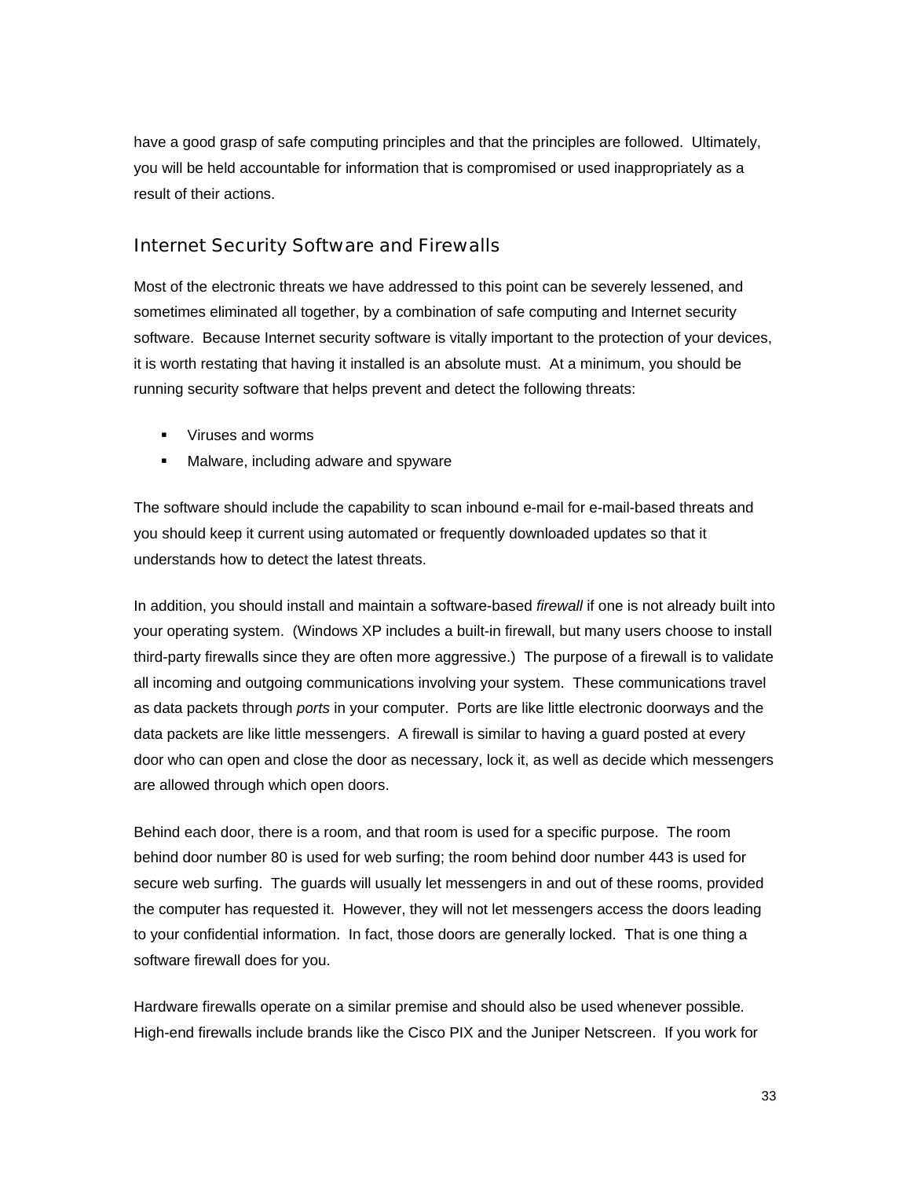have a good grasp of safe computing principles and that the principles are followed. Ultimately, you will be held accountable for information that is compromised or used inappropriately as a result of their actions.

## Internet Security Software and Firewalls

Most of the electronic threats we have addressed to this point can be severely lessened, and sometimes eliminated all together, by a combination of safe computing and Internet security software. Because Internet security software is vitally important to the protection of your devices, it is worth restating that having it installed is an absolute must. At a minimum, you should be running security software that helps prevent and detect the following threats:

- Viruses and worms
- Malware, including adware and spyware

The software should include the capability to scan inbound e-mail for e-mail-based threats and you should keep it current using automated or frequently downloaded updates so that it understands how to detect the latest threats.

In addition, you should install and maintain a software-based *firewall* if one is not already built into your operating system. (Windows XP includes a built-in firewall, but many users choose to install third-party firewalls since they are often more aggressive.) The purpose of a firewall is to validate all incoming and outgoing communications involving your system. These communications travel as data packets through *ports* in your computer. Ports are like little electronic doorways and the data packets are like little messengers. A firewall is similar to having a guard posted at every door who can open and close the door as necessary, lock it, as well as decide which messengers are allowed through which open doors.

Behind each door, there is a room, and that room is used for a specific purpose. The room behind door number 80 is used for web surfing; the room behind door number 443 is used for secure web surfing. The guards will usually let messengers in and out of these rooms, provided the computer has requested it. However, they will not let messengers access the doors leading to your confidential information. In fact, those doors are generally locked. That is one thing a software firewall does for you.

Hardware firewalls operate on a similar premise and should also be used whenever possible. High-end firewalls include brands like the Cisco PIX and the Juniper Netscreen. If you work for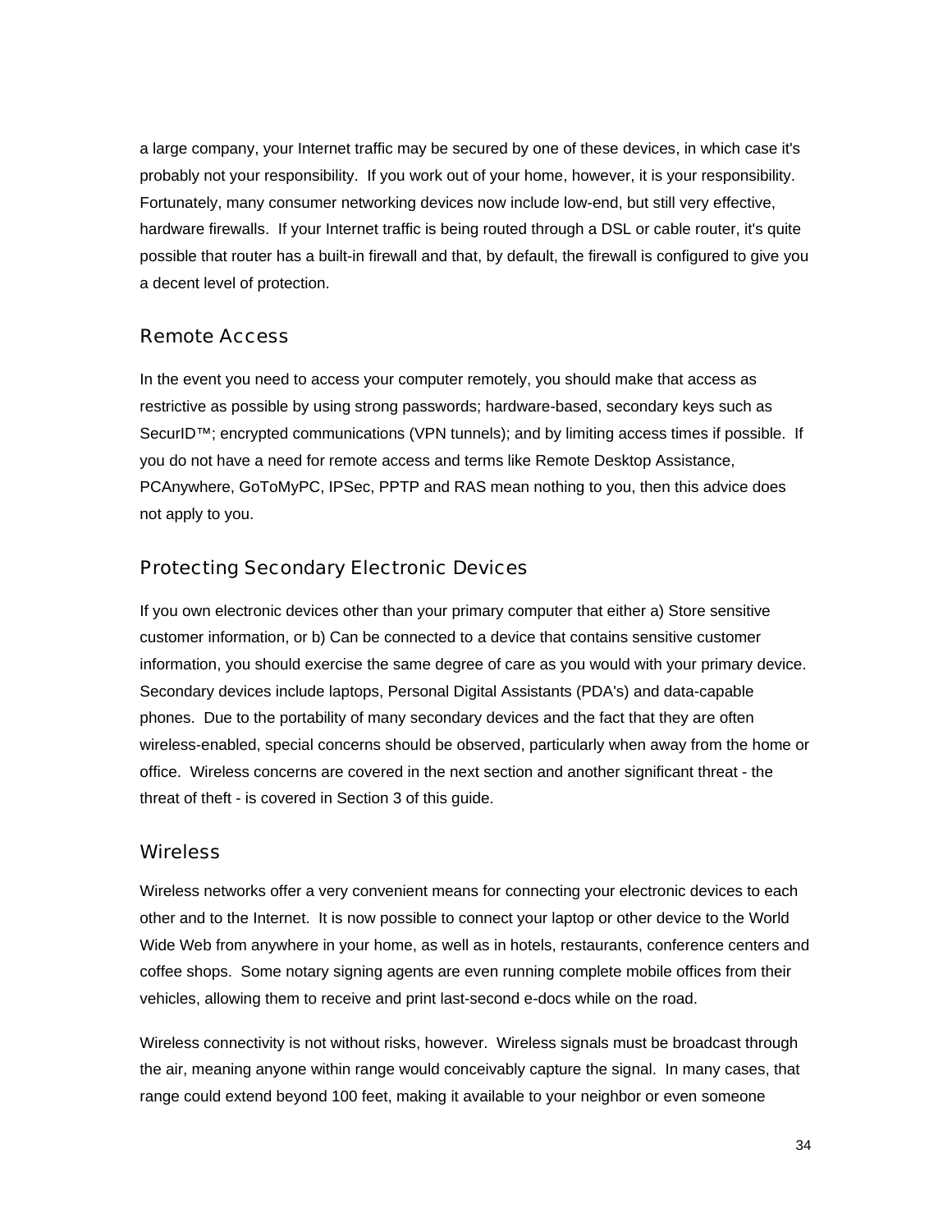a large company, your Internet traffic may be secured by one of these devices, in which case it's probably not your responsibility.  If you work out of your home, however, it is your responsibility.  Fortunately, many consumer networking devices now include low-end, but still very effective, hardware firewalls.  If your Internet traffic is being routed through a DSL or cable router, it's quite possible that router has a built-in firewall and that, by default, the firewall is configured to give you a decent level of protection.

## Remote Access

In the event you need to access your computer remotely, you should make that access as restrictive as possible by using strong passwords; hardware-based, secondary keys such as SecurID™; encrypted communications (VPN tunnels); and by limiting access times if possible.  If you do not have a need for remote access and terms like Remote Desktop Assistance, PCAnywhere, GoToMyPC, IPSec, PPTP and RAS mean nothing to you, then this advice does not apply to you.

## Protecting Secondary Electronic Devices

If you own electronic devices other than your primary computer that either a) Store sensitive customer information, or b) Can be connected to a device that contains sensitive customer information, you should exercise the same degree of care as you would with your primary device.  Secondary devices include laptops, Personal Digital Assistants (PDA's) and data-capable phones.  Due to the portability of many secondary devices and the fact that they are often wireless-enabled, special concerns should be observed, particularly when away from the home or office.  Wireless concerns are covered in the next section and another significant threat - the threat of theft - is covered in Section 3 of this guide.

## Wireless

Wireless networks offer a very convenient means for connecting your electronic devices to each other and to the Internet.  It is now possible to connect your laptop or other device to the World Wide Web from anywhere in your home, as well as in hotels, restaurants, conference centers and coffee shops.  Some notary signing agents are even running complete mobile offices from their vehicles, allowing them to receive and print last-second e-docs while on the road.

Wireless connectivity is not without risks, however.  Wireless signals must be broadcast through the air, meaning anyone within range would conceivably capture the signal.  In many cases, that range could extend beyond 100 feet, making it available to your neighbor or even someone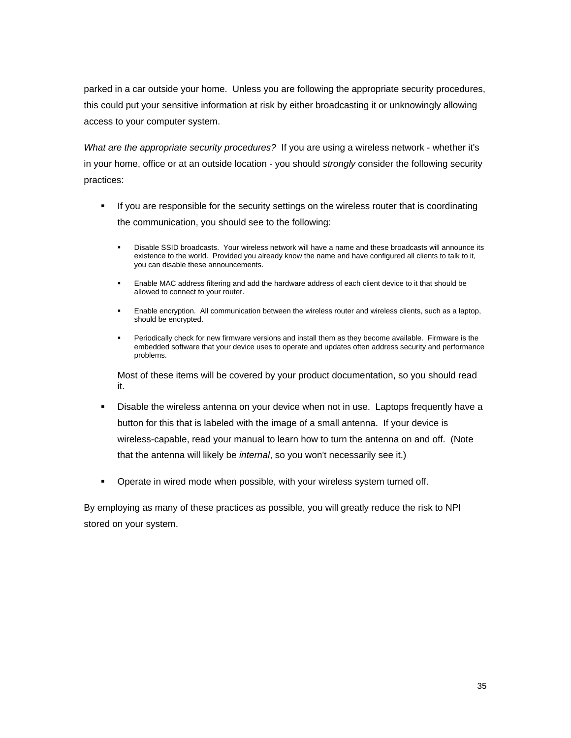parked in a car outside your home. Unless you are following the appropriate security procedures, this could put your sensitive information at risk by either broadcasting it or unknowingly allowing access to your computer system.

*What are the appropriate security procedures?* If you are using a wireless network - whether it's in your home, office or at an outside location - you should *strongly* consider the following security practices:

- If you are responsible for the security settings on the wireless router that is coordinating the communication, you should see to the following:

  - Disable SSID broadcasts. Your wireless network will have a name and these broadcasts will announce its existence to the world. Provided you already know the name and have configured all clients to talk to it, you can disable these announcements.

  - Enable MAC address filtering and add the hardware address of each client device to it that should be allowed to connect to your router.

  - Enable encryption. All communication between the wireless router and wireless clients, such as a laptop, should be encrypted.

  - Periodically check for new firmware versions and install them as they become available. Firmware is the embedded software that your device uses to operate and updates often address security and performance problems.

  Most of these items will be covered by your product documentation, so you should read it.

- Disable the wireless antenna on your device when not in use. Laptops frequently have a button for this that is labeled with the image of a small antenna. If your device is wireless-capable, read your manual to learn how to turn the antenna on and off. (Note that the antenna will likely be *internal*, so you won't necessarily see it.)

- Operate in wired mode when possible, with your wireless system turned off.

By employing as many of these practices as possible, you will greatly reduce the risk to NPI stored on your system.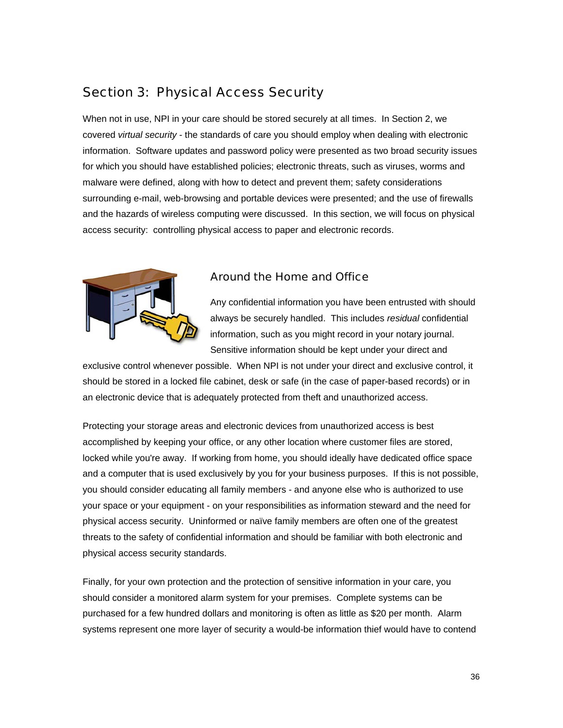## Section 3: Physical Access Security

When not in use, NPI in your care should be stored securely at all times. In Section 2, we covered *virtual security* - the standards of care you should employ when dealing with electronic information. Software updates and password policy were presented as two broad security issues for which you should have established policies; electronic threats, such as viruses, worms and malware were defined, along with how to detect and prevent them; safety considerations surrounding e-mail, web-browsing and portable devices were presented; and the use of firewalls and the hazards of wireless computing were discussed. In this section, we will focus on physical access security: controlling physical access to paper and electronic records.

### Around the Home and Office

Any confidential information you have been entrusted with should always be securely handled. This includes *residual* confidential information, such as you might record in your notary journal. Sensitive information should be kept under your direct and exclusive control whenever possible. When NPI is not under your direct and exclusive control, it should be stored in a locked file cabinet, desk or safe (in the case of paper-based records) or in an electronic device that is adequately protected from theft and unauthorized access.

Protecting your storage areas and electronic devices from unauthorized access is best accomplished by keeping your office, or any other location where customer files are stored, locked while you're away. If working from home, you should ideally have dedicated office space and a computer that is used exclusively by you for your business purposes. If this is not possible, you should consider educating all family members - and anyone else who is authorized to use your space or your equipment - on your responsibilities as information steward and the need for physical access security. Uninformed or naïve family members are often one of the greatest threats to the safety of confidential information and should be familiar with both electronic and physical access security standards.

Finally, for your own protection and the protection of sensitive information in your care, you should consider a monitored alarm system for your premises. Complete systems can be purchased for a few hundred dollars and monitoring is often as little as $20 per month. Alarm systems represent one more layer of security a would-be information thief would have to contend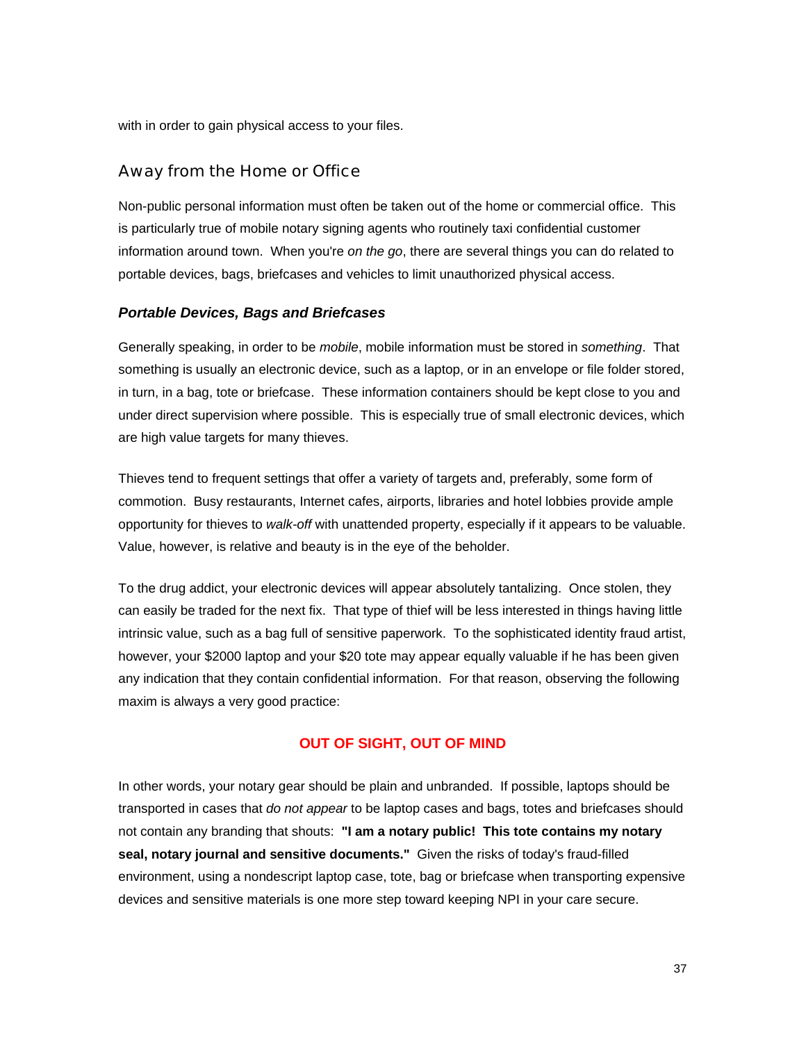with in order to gain physical access to your files.

## Away from the Home or Office

Non-public personal information must often be taken out of the home or commercial office. This is particularly true of mobile notary signing agents who routinely taxi confidential customer information around town. When you're *on the go*, there are several things you can do related to portable devices, bags, briefcases and vehicles to limit unauthorized physical access.

### ***Portable Devices, Bags and Briefcases***

Generally speaking, in order to be *mobile*, mobile information must be stored in *something*. That something is usually an electronic device, such as a laptop, or in an envelope or file folder stored, in turn, in a bag, tote or briefcase. These information containers should be kept close to you and under direct supervision where possible. This is especially true of small electronic devices, which are high value targets for many thieves.

Thieves tend to frequent settings that offer a variety of targets and, preferably, some form of commotion. Busy restaurants, Internet cafes, airports, libraries and hotel lobbies provide ample opportunity for thieves to *walk-off* with unattended property, especially if it appears to be valuable. Value, however, is relative and beauty is in the eye of the beholder.

To the drug addict, your electronic devices will appear absolutely tantalizing. Once stolen, they can easily be traded for the next fix. That type of thief will be less interested in things having little intrinsic value, such as a bag full of sensitive paperwork. To the sophisticated identity fraud artist, however, your $2000 laptop and your $20 tote may appear equally valuable if he has been given any indication that they contain confidential information. For that reason, observing the following maxim is always a very good practice:

**OUT OF SIGHT, OUT OF MIND**

In other words, your notary gear should be plain and unbranded. If possible, laptops should be transported in cases that *do not appear* to be laptop cases and bags, totes and briefcases should not contain any branding that shouts: **"I am a notary public! This tote contains my notary seal, notary journal and sensitive documents."** Given the risks of today's fraud-filled environment, using a nondescript laptop case, tote, bag or briefcase when transporting expensive devices and sensitive materials is one more step toward keeping NPI in your care secure.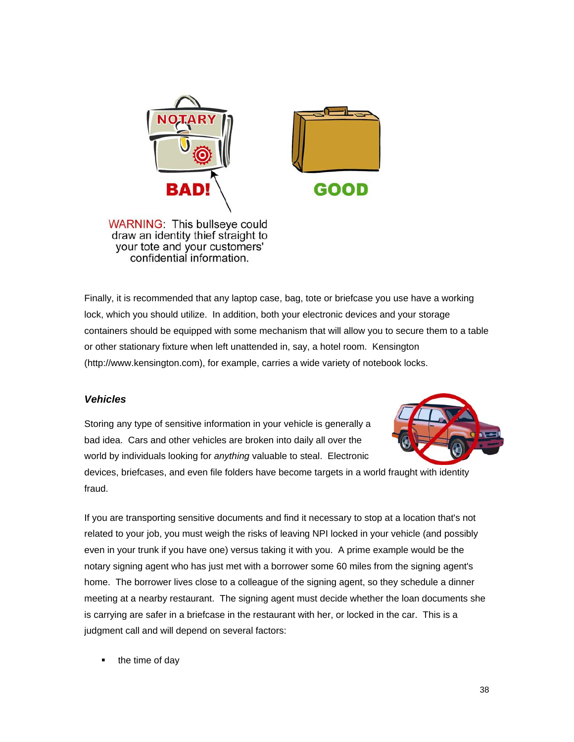BAD!

GOOD

WARNING: This bullseye could draw an identity thief straight to your tote and your customers' confidential information.

Finally, it is recommended that any laptop case, bag, tote or briefcase you use have a working lock, which you should utilize. In addition, both your electronic devices and your storage containers should be equipped with some mechanism that will allow you to secure them to a table or other stationary fixture when left unattended in, say, a hotel room. Kensington (http://www.kensington.com), for example, carries a wide variety of notebook locks.

### *Vehicles*

Storing any type of sensitive information in your vehicle is generally a bad idea. Cars and other vehicles are broken into daily all over the world by individuals looking for *anything* valuable to steal. Electronic devices, briefcases, and even file folders have become targets in a world fraught with identity fraud.

If you are transporting sensitive documents and find it necessary to stop at a location that's not related to your job, you must weigh the risks of leaving NPI locked in your vehicle (and possibly even in your trunk if you have one) versus taking it with you. A prime example would be the notary signing agent who has just met with a borrower some 60 miles from the signing agent's home. The borrower lives close to a colleague of the signing agent, so they schedule a dinner meeting at a nearby restaurant. The signing agent must decide whether the loan documents she is carrying are safer in a briefcase in the restaurant with her, or locked in the car. This is a judgment call and will depend on several factors:

- the time of day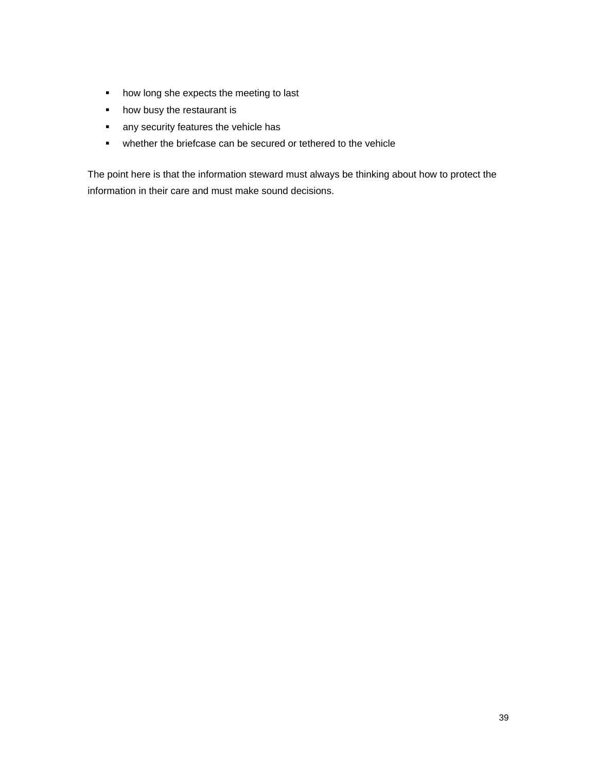- how long she expects the meeting to last
- how busy the restaurant is
- any security features the vehicle has
- whether the briefcase can be secured or tethered to the vehicle

The point here is that the information steward must always be thinking about how to protect the information in their care and must make sound decisions.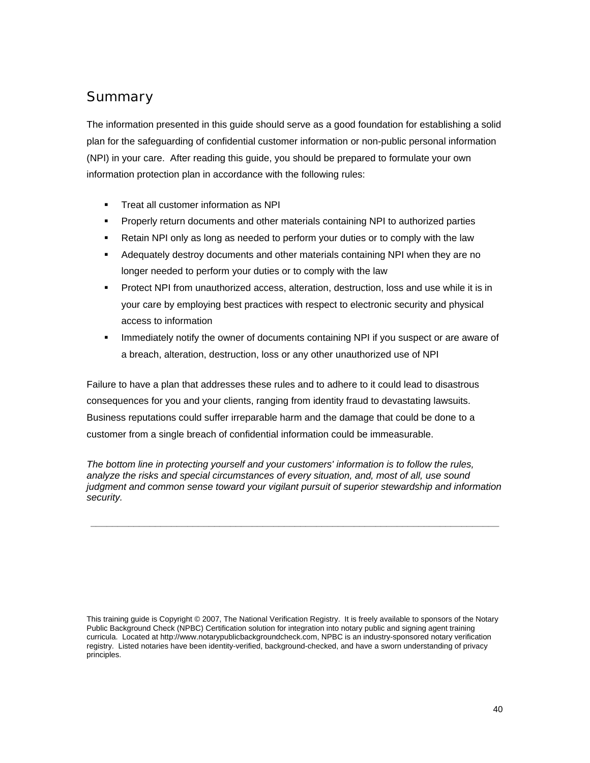## Summary

The information presented in this guide should serve as a good foundation for establishing a solid plan for the safeguarding of confidential customer information or non-public personal information (NPI) in your care. After reading this guide, you should be prepared to formulate your own information protection plan in accordance with the following rules:

- Treat all customer information as NPI
- Properly return documents and other materials containing NPI to authorized parties
- Retain NPI only as long as needed to perform your duties or to comply with the law
- Adequately destroy documents and other materials containing NPI when they are no longer needed to perform your duties or to comply with the law
- Protect NPI from unauthorized access, alteration, destruction, loss and use while it is in your care by employing best practices with respect to electronic security and physical access to information
- Immediately notify the owner of documents containing NPI if you suspect or are aware of a breach, alteration, destruction, loss or any other unauthorized use of NPI

Failure to have a plan that addresses these rules and to adhere to it could lead to disastrous consequences for you and your clients, ranging from identity fraud to devastating lawsuits. Business reputations could suffer irreparable harm and the damage that could be done to a customer from a single breach of confidential information could be immeasurable.

*The bottom line in protecting yourself and your customers' information is to follow the rules, analyze the risks and special circumstances of every situation, and, most of all, use sound judgment and common sense toward your vigilant pursuit of superior stewardship and information security.*

---

This training guide is Copyright © 2007, The National Verification Registry. It is freely available to sponsors of the Notary Public Background Check (NPBC) Certification solution for integration into notary public and signing agent training curricula. Located at http://www.notarypublicbackgroundcheck.com, NPBC is an industry-sponsored notary verification registry. Listed notaries have been identity-verified, background-checked, and have a sworn understanding of privacy principles.